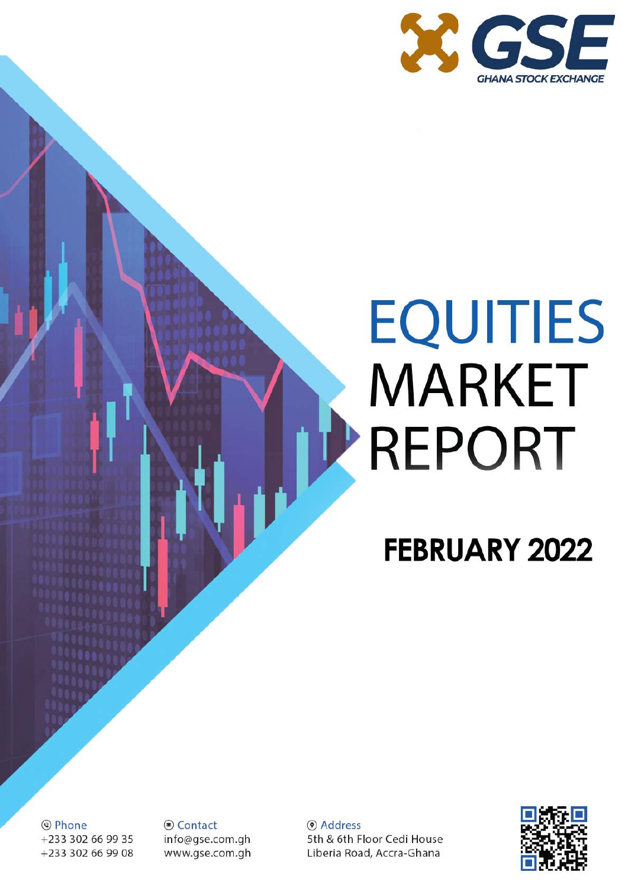GSE

GHANA STOCK EXCHANGE

# EQUITIES MARKET REPORT

## FEBRUARY 2022

Phone
+233 302 66 99 35
+233 302 66 99 08

Contact
info@gse.com.gh
www.gse.com.gh

Address
5th & 6th Floor Cedi House
Liberia Road, Accra-Ghana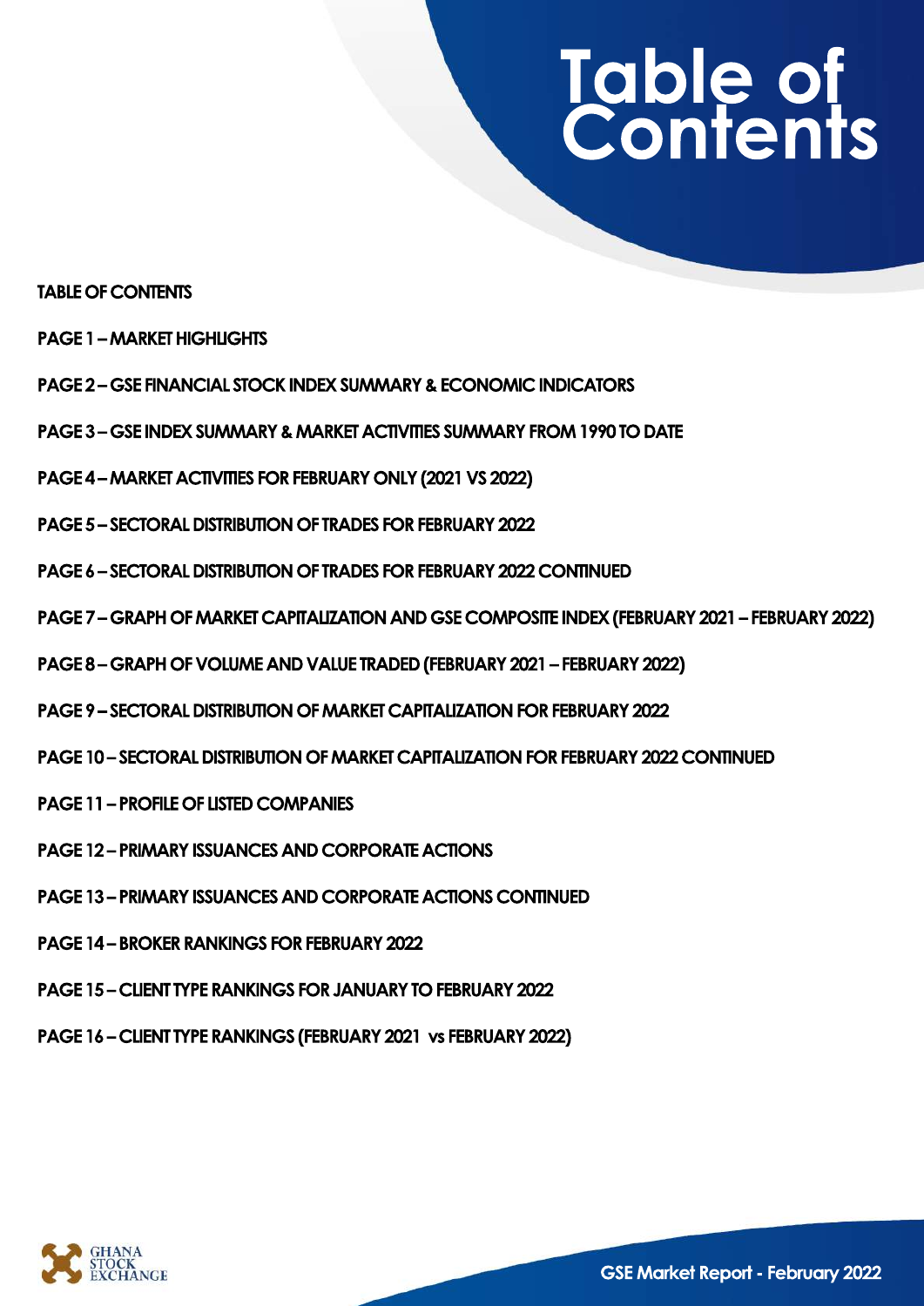# Table of Contents

**TABLE OF CONTENTS**

**PAGE 1 – MARKET HIGHLIGHTS**

**PAGE 2 – GSE FINANCIAL STOCK INDEX SUMMARY & ECONOMIC INDICATORS**

**PAGE 3 – GSE INDEX SUMMARY & MARKET ACTIVITIES SUMMARY FROM 1990 TO DATE**

**PAGE 4 – MARKET ACTIVITIES FOR FEBRUARY ONLY (2021 VS 2022)**

**PAGE 5 – SECTORAL DISTRIBUTION OF TRADES FOR FEBRUARY 2022**

**PAGE 6 – SECTORAL DISTRIBUTION OF TRADES FOR FEBRUARY 2022 CONTINUED**

**PAGE 7 – GRAPH OF MARKET CAPITALIZATION AND GSE COMPOSITE INDEX (FEBRUARY 2021 – FEBRUARY 2022)**

**PAGE 8 – GRAPH OF VOLUME AND VALUE TRADED (FEBRUARY 2021 – FEBRUARY 2022)**

**PAGE 9 – SECTORAL DISTRIBUTION OF MARKET CAPITALIZATION FOR FEBRUARY 2022**

**PAGE 10 – SECTORAL DISTRIBUTION OF MARKET CAPITALIZATION FOR FEBRUARY 2022 CONTINUED**

**PAGE 11 – PROFILE OF LISTED COMPANIES**

**PAGE 12 – PRIMARY ISSUANCES AND CORPORATE ACTIONS**

**PAGE 13 – PRIMARY ISSUANCES AND CORPORATE ACTIONS CONTINUED**

**PAGE 14 – BROKER RANKINGS FOR FEBRUARY 2022**

**PAGE 15 – CLIENT TYPE RANKINGS FOR JANUARY TO FEBRUARY 2022**

**PAGE 16 – CLIENT TYPE RANKINGS (FEBRUARY 2021 vs FEBRUARY 2022)**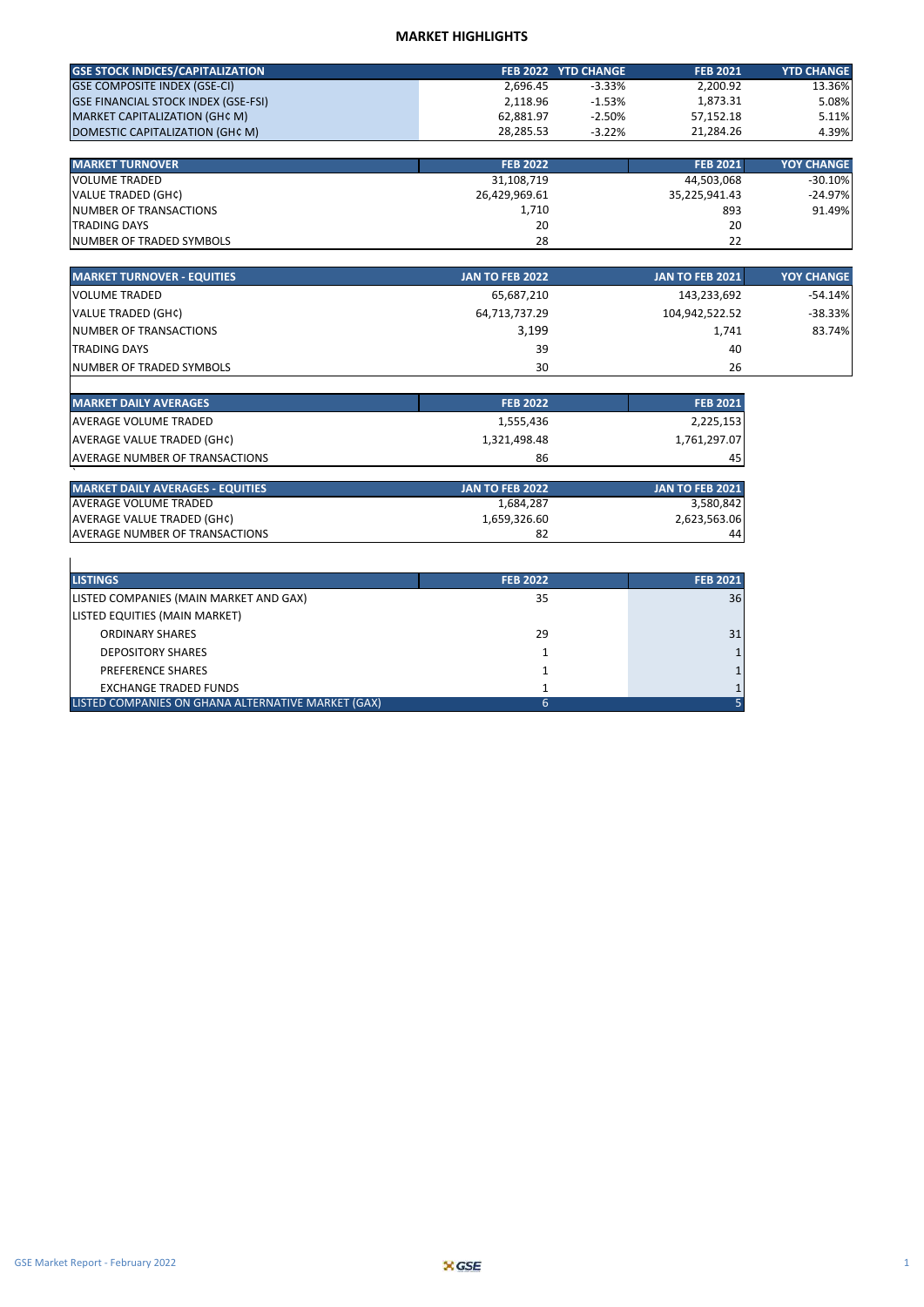# MARKET HIGHLIGHTS

| GSE STOCK INDICES/CAPITALIZATION | FEB 2022 | YTD CHANGE | FEB 2021 | YTD CHANGE |
|---|---|---|---|---|
| GSE COMPOSITE INDEX (GSE-CI) | 2,696.45 | -3.33% | 2,200.92 | 13.36% |
| GSE FINANCIAL STOCK INDEX (GSE-FSI) | 2,118.96 | -1.53% | 1,873.31 | 5.08% |
| MARKET CAPITALIZATION (GH¢ M) | 62,881.97 | -2.50% | 57,152.18 | 5.11% |
| DOMESTIC CAPITALIZATION (GH¢ M) | 28,285.53 | -3.22% | 21,284.26 | 4.39% |

| MARKET TURNOVER | FEB 2022 | FEB 2021 | YOY CHANGE |
|---|---|---|---|
| VOLUME TRADED | 31,108,719 | 44,503,068 | -30.10% |
| VALUE TRADED (GH¢) | 26,429,969.61 | 35,225,941.43 | -24.97% |
| NUMBER OF TRANSACTIONS | 1,710 | 893 | 91.49% |
| TRADING DAYS | 20 | 20 | |
| NUMBER OF TRADED SYMBOLS | 28 | 22 | |

| MARKET TURNOVER - EQUITIES | JAN TO FEB 2022 | JAN TO FEB 2021 | YOY CHANGE |
|---|---|---|---|
| VOLUME TRADED | 65,687,210 | 143,233,692 | -54.14% |
| VALUE TRADED (GH¢) | 64,713,737.29 | 104,942,522.52 | -38.33% |
| NUMBER OF TRANSACTIONS | 3,199 | 1,741 | 83.74% |
| TRADING DAYS | 39 | 40 | |
| NUMBER OF TRADED SYMBOLS | 30 | 26 | |

| MARKET DAILY AVERAGES | FEB 2022 | FEB 2021 |
|---|---|---|
| AVERAGE VOLUME TRADED | 1,555,436 | 2,225,153 |
| AVERAGE VALUE TRADED (GH¢) | 1,321,498.48 | 1,761,297.07 |
| AVERAGE NUMBER OF TRANSACTIONS | 86 | 45 |

| MARKET DAILY AVERAGES - EQUITIES | JAN TO FEB 2022 | JAN TO FEB 2021 |
|---|---|---|
| AVERAGE VOLUME TRADED | 1,684,287 | 3,580,842 |
| AVERAGE VALUE TRADED (GH¢) | 1,659,326.60 | 2,623,563.06 |
| AVERAGE NUMBER OF TRANSACTIONS | 82 | 44 |

| LISTINGS | FEB 2022 | FEB 2021 |
|---|---|---|
| LISTED COMPANIES (MAIN MARKET AND GAX) | 35 | 36 |
| LISTED EQUITIES (MAIN MARKET) | | |
| ORDINARY SHARES | 29 | 31 |
| DEPOSITORY SHARES | 1 | 1 |
| PREFERENCE SHARES | 1 | 1 |
| EXCHANGE TRADED FUNDS | 1 | 1 |
| LISTED COMPANIES ON GHANA ALTERNATIVE MARKET (GAX) | 6 | 5 |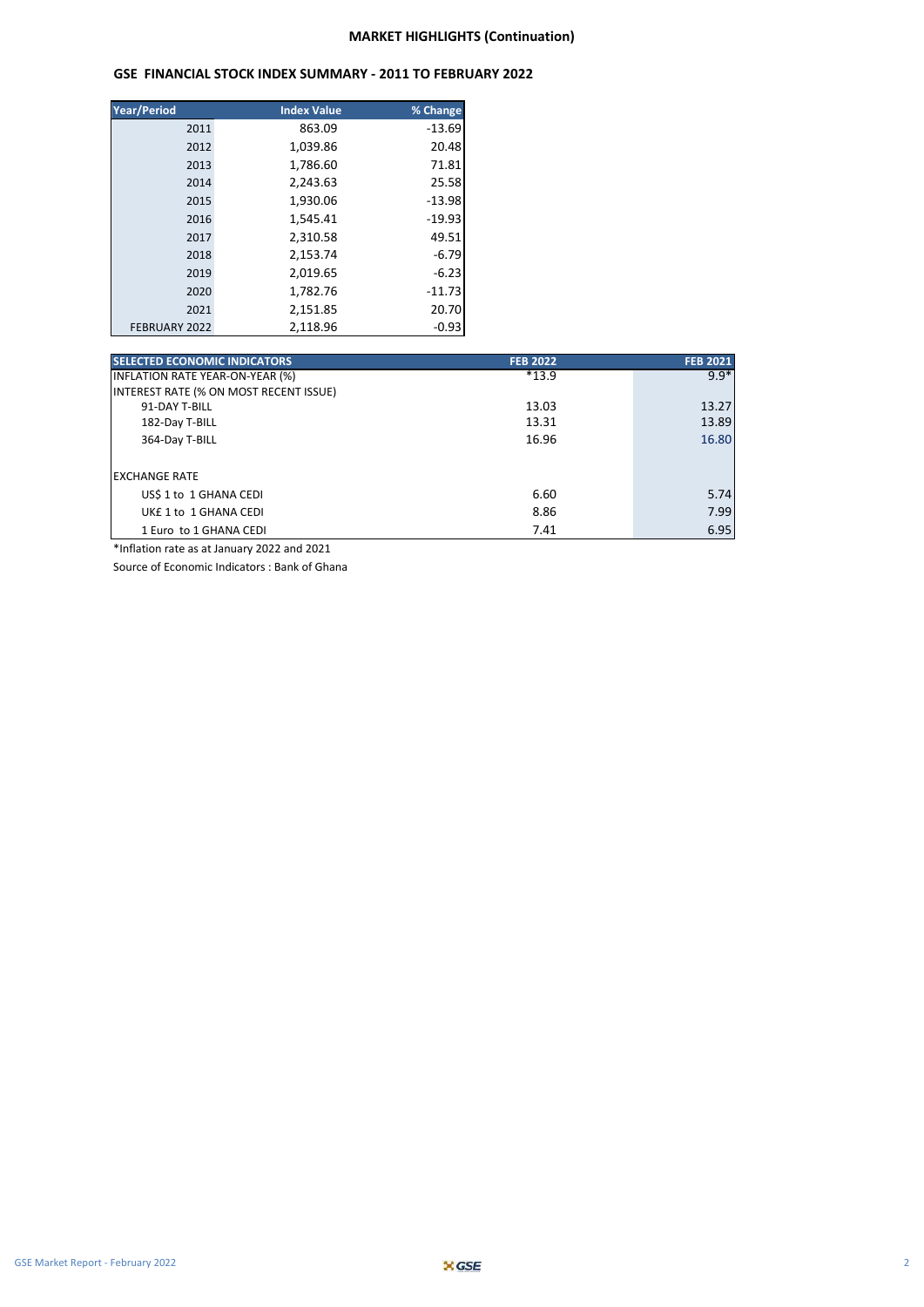## MARKET HIGHLIGHTS (Continuation)

### GSE FINANCIAL STOCK INDEX SUMMARY - 2011 TO FEBRUARY 2022

| Year/Period | Index Value | % Change |
|---|---|---|
| 2011 | 863.09 | -13.69 |
| 2012 | 1,039.86 | 20.48 |
| 2013 | 1,786.60 | 71.81 |
| 2014 | 2,243.63 | 25.58 |
| 2015 | 1,930.06 | -13.98 |
| 2016 | 1,545.41 | -19.93 |
| 2017 | 2,310.58 | 49.51 |
| 2018 | 2,153.74 | -6.79 |
| 2019 | 2,019.65 | -6.23 |
| 2020 | 1,782.76 | -11.73 |
| 2021 | 2,151.85 | 20.70 |
| FEBRUARY 2022 | 2,118.96 | -0.93 |

| SELECTED ECONOMIC INDICATORS | FEB 2022 | FEB 2021 |
|---|---|---|
| INFLATION RATE YEAR-ON-YEAR (%) | *13.9 | 9.9* |
| INTEREST RATE (% ON MOST RECENT ISSUE) | | |
| 91-DAY T-BILL | 13.03 | 13.27 |
| 182-Day T-BILL | 13.31 | 13.89 |
| 364-Day T-BILL | 16.96 | 16.80 |
| | | |
| EXCHANGE RATE | | |
| US$ 1 to 1 GHANA CEDI | 6.60 | 5.74 |
| UK£ 1 to 1 GHANA CEDI | 8.86 | 7.99 |
| 1 Euro to 1 GHANA CEDI | 7.41 | 6.95 |

*Inflation rate as at January 2022 and 2021

Source of Economic Indicators : Bank of Ghana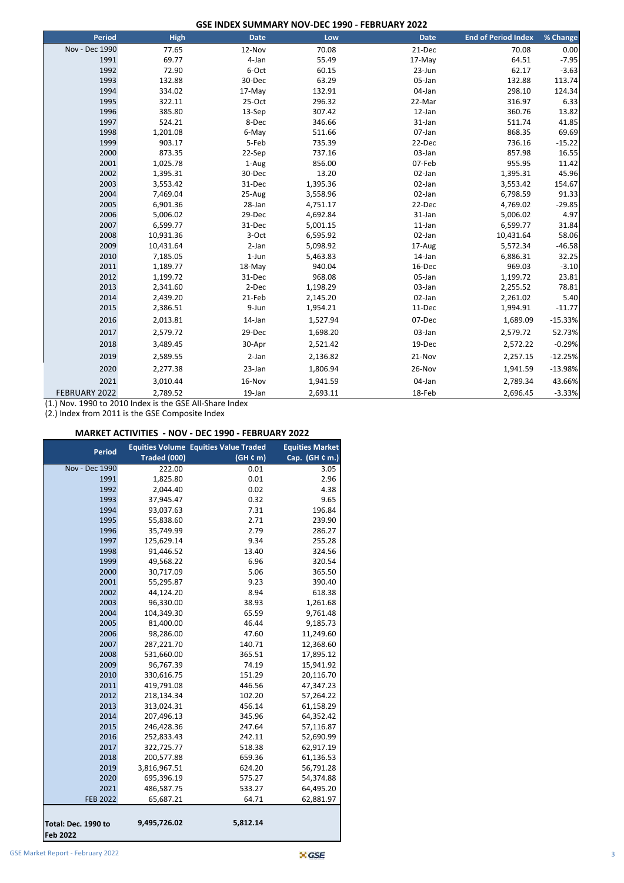## GSE INDEX SUMMARY NOV-DEC 1990 - FEBRUARY 2022

| Period | High | Date | Low | Date | End of Period Index | % Change |
|---|---|---|---|---|---|---|
| Nov - Dec 1990 | 77.65 | 12-Nov | 70.08 | 21-Dec | 70.08 | 0.00 |
| 1991 | 69.77 | 4-Jan | 55.49 | 17-May | 64.51 | -7.95 |
| 1992 | 72.90 | 6-Oct | 60.15 | 23-Jun | 62.17 | -3.63 |
| 1993 | 132.88 | 30-Dec | 63.29 | 05-Jan | 132.88 | 113.74 |
| 1994 | 334.02 | 17-May | 132.91 | 04-Jan | 298.10 | 124.34 |
| 1995 | 322.11 | 25-Oct | 296.32 | 22-Mar | 316.97 | 6.33 |
| 1996 | 385.80 | 13-Sep | 307.42 | 12-Jan | 360.76 | 13.82 |
| 1997 | 524.21 | 8-Dec | 346.66 | 31-Jan | 511.74 | 41.85 |
| 1998 | 1,201.08 | 6-May | 511.66 | 07-Jan | 868.35 | 69.69 |
| 1999 | 903.17 | 5-Feb | 735.39 | 22-Dec | 736.16 | -15.22 |
| 2000 | 873.35 | 22-Sep | 737.16 | 03-Jan | 857.98 | 16.55 |
| 2001 | 1,025.78 | 1-Aug | 856.00 | 07-Feb | 955.95 | 11.42 |
| 2002 | 1,395.31 | 30-Dec | 13.20 | 02-Jan | 1,395.31 | 45.96 |
| 2003 | 3,553.42 | 31-Dec | 1,395.36 | 02-Jan | 3,553.42 | 154.67 |
| 2004 | 7,469.04 | 25-Aug | 3,558.96 | 02-Jan | 6,798.59 | 91.33 |
| 2005 | 6,901.36 | 28-Jan | 4,751.17 | 22-Dec | 4,769.02 | -29.85 |
| 2006 | 5,006.02 | 29-Dec | 4,692.84 | 31-Jan | 5,006.02 | 4.97 |
| 2007 | 6,599.77 | 31-Dec | 5,001.15 | 11-Jan | 6,599.77 | 31.84 |
| 2008 | 10,931.36 | 3-Oct | 6,595.92 | 02-Jan | 10,431.64 | 58.06 |
| 2009 | 10,431.64 | 2-Jan | 5,098.92 | 17-Aug | 5,572.34 | -46.58 |
| 2010 | 7,185.05 | 1-Jun | 5,463.83 | 14-Jan | 6,886.31 | 32.25 |
| 2011 | 1,189.77 | 18-May | 940.04 | 16-Dec | 969.03 | -3.10 |
| 2012 | 1,199.72 | 31-Dec | 968.08 | 05-Jan | 1,199.72 | 23.81 |
| 2013 | 2,341.60 | 2-Dec | 1,198.29 | 03-Jan | 2,255.52 | 78.81 |
| 2014 | 2,439.20 | 21-Feb | 2,145.20 | 02-Jan | 2,261.02 | 5.40 |
| 2015 | 2,386.51 | 9-Jun | 1,954.21 | 11-Dec | 1,994.91 | -11.77 |
| 2016 | 2,013.81 | 14-Jan | 1,527.94 | 07-Dec | 1,689.09 | -15.33% |
| 2017 | 2,579.72 | 29-Dec | 1,698.20 | 03-Jan | 2,579.72 | 52.73% |
| 2018 | 3,489.45 | 30-Apr | 2,521.42 | 19-Dec | 2,572.22 | -0.29% |
| 2019 | 2,589.55 | 2-Jan | 2,136.82 | 21-Nov | 2,257.15 | -12.25% |
| 2020 | 2,277.38 | 23-Jan | 1,806.94 | 26-Nov | 1,941.59 | -13.98% |
| 2021 | 3,010.44 | 16-Nov | 1,941.59 | 04-Jan | 2,789.34 | 43.66% |
| FEBRUARY 2022 | 2,789.52 | 19-Jan | 2,693.11 | 18-Feb | 2,696.45 | -3.33% |

(1.) Nov. 1990 to 2010 Index is the GSE All-Share Index
(2.) Index from 2011 is the GSE Composite Index

## MARKET ACTIVITIES - NOV - DEC 1990 - FEBRUARY 2022

| Period | Equities Volume Traded (000) | Equities Value Traded (GH ¢ m) | Equities Market Cap. (GH ¢ m.) |
|---|---|---|---|
| Nov - Dec 1990 | 222.00 | 0.01 | 3.05 |
| 1991 | 1,825.80 | 0.01 | 2.96 |
| 1992 | 2,044.40 | 0.02 | 4.38 |
| 1993 | 37,945.47 | 0.32 | 9.65 |
| 1994 | 93,037.63 | 7.31 | 196.84 |
| 1995 | 55,838.60 | 2.71 | 239.90 |
| 1996 | 35,749.99 | 2.79 | 286.27 |
| 1997 | 125,629.14 | 9.34 | 255.28 |
| 1998 | 91,446.52 | 13.40 | 324.56 |
| 1999 | 49,568.22 | 6.96 | 320.54 |
| 2000 | 30,717.09 | 5.06 | 365.50 |
| 2001 | 55,295.87 | 9.23 | 390.40 |
| 2002 | 44,124.20 | 8.94 | 618.38 |
| 2003 | 96,330.00 | 38.93 | 1,261.68 |
| 2004 | 104,349.30 | 65.59 | 9,761.48 |
| 2005 | 81,400.00 | 46.44 | 9,185.73 |
| 2006 | 98,286.00 | 47.60 | 11,249.60 |
| 2007 | 287,221.70 | 140.71 | 12,368.60 |
| 2008 | 531,660.00 | 365.51 | 17,895.12 |
| 2009 | 96,767.39 | 74.19 | 15,941.92 |
| 2010 | 330,616.75 | 151.29 | 20,116.70 |
| 2011 | 419,791.08 | 446.56 | 47,347.23 |
| 2012 | 218,134.34 | 102.20 | 57,264.22 |
| 2013 | 313,024.31 | 456.14 | 61,158.29 |
| 2014 | 207,496.13 | 345.96 | 64,352.42 |
| 2015 | 246,428.36 | 247.64 | 57,116.87 |
| 2016 | 252,833.43 | 242.11 | 52,690.99 |
| 2017 | 322,725.77 | 518.38 | 62,917.19 |
| 2018 | 200,577.88 | 659.36 | 61,136.53 |
| 2019 | 3,816,967.51 | 624.20 | 56,791.28 |
| 2020 | 695,396.19 | 575.27 | 54,374.88 |
| 2021 | 486,587.75 | 533.27 | 64,495.20 |
| FEB 2022 | 65,687.21 | 64.71 | 62,881.97 |
| **Total: Dec. 1990 to Feb 2022** | **9,495,726.02** | **5,812.14** | |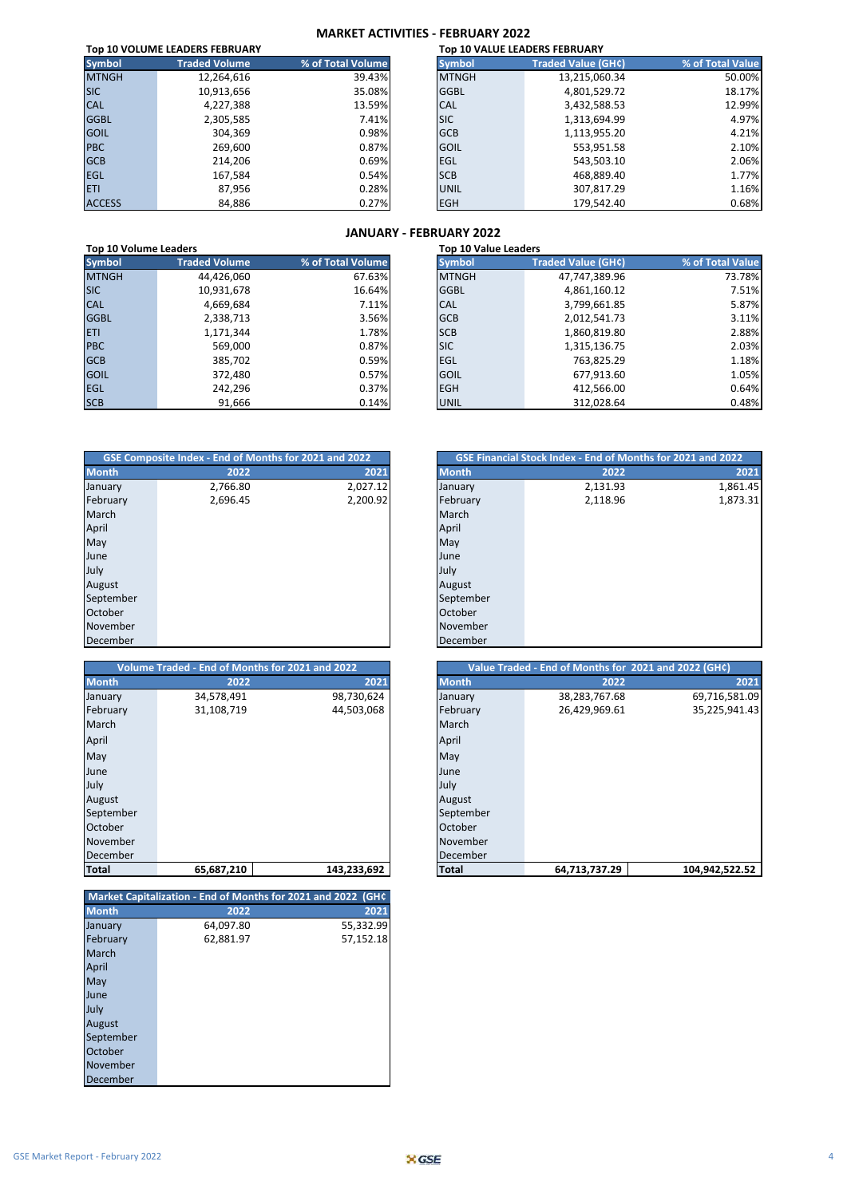## MARKET ACTIVITIES - FEBRUARY 2022

**Top 10 VOLUME LEADERS FEBRUARY**

| Symbol | Traded Volume | % of Total Volume |
|---|---|---|
| MTNGH | 12,264,616 | 39.43% |
| SIC | 10,913,656 | 35.08% |
| CAL | 4,227,388 | 13.59% |
| GGBL | 2,305,585 | 7.41% |
| GOIL | 304,369 | 0.98% |
| PBC | 269,600 | 0.87% |
| GCB | 214,206 | 0.69% |
| EGL | 167,584 | 0.54% |
| ETI | 87,956 | 0.28% |
| ACCESS | 84,886 | 0.27% |

**Top 10 VALUE LEADERS FEBRUARY**

| Symbol | Traded Value (GH¢) | % of Total Value |
|---|---|---|
| MTNGH | 13,215,060.34 | 50.00% |
| GGBL | 4,801,529.72 | 18.17% |
| CAL | 3,432,588.53 | 12.99% |
| SIC | 1,313,694.99 | 4.97% |
| GCB | 1,113,955.20 | 4.21% |
| GOIL | 553,951.58 | 2.10% |
| EGL | 543,503.10 | 2.06% |
| SCB | 468,889.40 | 1.77% |
| UNIL | 307,817.29 | 1.16% |
| EGH | 179,542.40 | 0.68% |

## JANUARY - FEBRUARY 2022

**Top 10 Volume Leaders**

| Symbol | Traded Volume | % of Total Volume |
|---|---|---|
| MTNGH | 44,426,060 | 67.63% |
| SIC | 10,931,678 | 16.64% |
| CAL | 4,669,684 | 7.11% |
| GGBL | 2,338,713 | 3.56% |
| ETI | 1,171,344 | 1.78% |
| PBC | 569,000 | 0.87% |
| GCB | 385,702 | 0.59% |
| GOIL | 372,480 | 0.57% |
| EGL | 242,296 | 0.37% |
| SCB | 91,666 | 0.14% |

**Top 10 Value Leaders**

| Symbol | Traded Value (GH¢) | % of Total Value |
|---|---|---|
| MTNGH | 47,747,389.96 | 73.78% |
| GGBL | 4,861,160.12 | 7.51% |
| CAL | 3,799,661.85 | 5.87% |
| GCB | 2,012,541.73 | 3.11% |
| SCB | 1,860,819.80 | 2.88% |
| SIC | 1,315,136.75 | 2.03% |
| EGL | 763,825.29 | 1.18% |
| GOIL | 677,913.60 | 1.05% |
| EGH | 412,566.00 | 0.64% |
| UNIL | 312,028.64 | 0.48% |

**GSE Composite Index - End of Months for 2021 and 2022**

| Month | 2022 | 2021 |
|---|---|---|
| January | 2,766.80 | 2,027.12 |
| February | 2,696.45 | 2,200.92 |
| March | | |
| April | | |
| May | | |
| June | | |
| July | | |
| August | | |
| September | | |
| October | | |
| November | | |
| December | | |

**GSE Financial Stock Index - End of Months for 2021 and 2022**

| Month | 2022 | 2021 |
|---|---|---|
| January | 2,131.93 | 1,861.45 |
| February | 2,118.96 | 1,873.31 |
| March | | |
| April | | |
| May | | |
| June | | |
| July | | |
| August | | |
| September | | |
| October | | |
| November | | |
| December | | |

**Volume Traded - End of Months for 2021 and 2022**

| Month | 2022 | 2021 |
|---|---|---|
| January | 34,578,491 | 98,730,624 |
| February | 31,108,719 | 44,503,068 |
| March | | |
| April | | |
| May | | |
| June | | |
| July | | |
| August | | |
| September | | |
| October | | |
| November | | |
| December | | |
| **Total** | **65,687,210** | **143,233,692** |

**Value Traded - End of Months for 2021 and 2022 (GH¢)**

| Month | 2022 | 2021 |
|---|---|---|
| January | 38,283,767.68 | 69,716,581.09 |
| February | 26,429,969.61 | 35,225,941.43 |
| March | | |
| April | | |
| May | | |
| June | | |
| July | | |
| August | | |
| September | | |
| October | | |
| November | | |
| December | | |
| **Total** | **64,713,737.29** | **104,942,522.52** |

**Market Capitalization - End of Months for 2021 and 2022 (GH¢)**

| Month | 2022 | 2021 |
|---|---|---|
| January | 64,097.80 | 55,332.99 |
| February | 62,881.97 | 57,152.18 |
| March | | |
| April | | |
| May | | |
| June | | |
| July | | |
| August | | |
| September | | |
| October | | |
| November | | |
| December | | |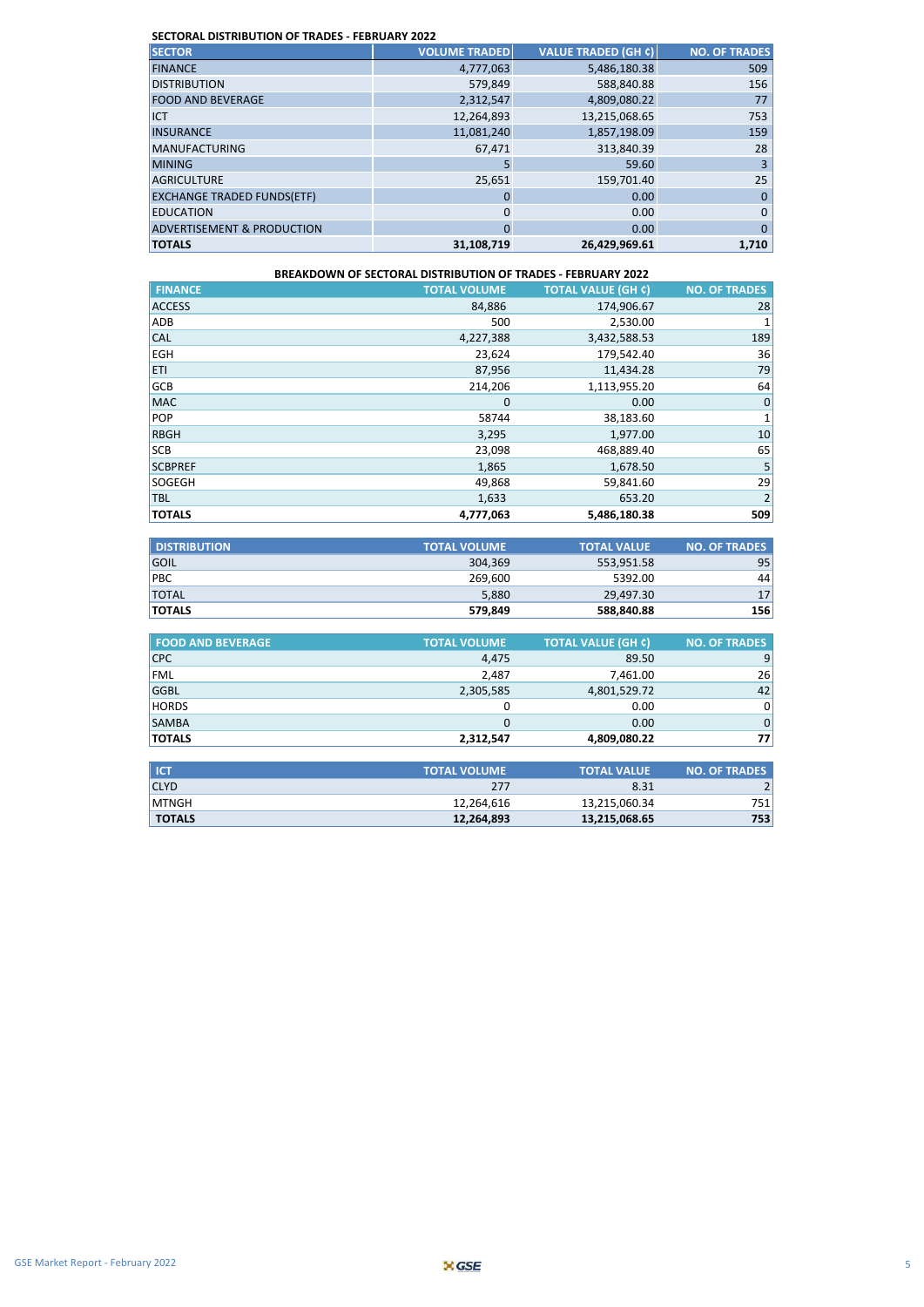**SECTORAL DISTRIBUTION OF TRADES - FEBRUARY 2022**

| SECTOR | VOLUME TRADED | VALUE TRADED (GH ¢) | NO. OF TRADES |
|---|---|---|---|
| FINANCE | 4,777,063 | 5,486,180.38 | 509 |
| DISTRIBUTION | 579,849 | 588,840.88 | 156 |
| FOOD AND BEVERAGE | 2,312,547 | 4,809,080.22 | 77 |
| ICT | 12,264,893 | 13,215,068.65 | 753 |
| INSURANCE | 11,081,240 | 1,857,198.09 | 159 |
| MANUFACTURING | 67,471 | 313,840.39 | 28 |
| MINING | 5 | 59.60 | 3 |
| AGRICULTURE | 25,651 | 159,701.40 | 25 |
| EXCHANGE TRADED FUNDS(ETF) | 0 | 0.00 | 0 |
| EDUCATION | 0 | 0.00 | 0 |
| ADVERTISEMENT & PRODUCTION | 0 | 0.00 | 0 |
| **TOTALS** | **31,108,719** | **26,429,969.61** | **1,710** |

**BREAKDOWN OF SECTORAL DISTRIBUTION OF TRADES - FEBRUARY 2022**

| FINANCE | TOTAL VOLUME | TOTAL VALUE (GH ¢) | NO. OF TRADES |
|---|---|---|---|
| ACCESS | 84,886 | 174,906.67 | 28 |
| ADB | 500 | 2,530.00 | 1 |
| CAL | 4,227,388 | 3,432,588.53 | 189 |
| EGH | 23,624 | 179,542.40 | 36 |
| ETI | 87,956 | 11,434.28 | 79 |
| GCB | 214,206 | 1,113,955.20 | 64 |
| MAC | 0 | 0.00 | 0 |
| POP | 58744 | 38,183.60 | 1 |
| RBGH | 3,295 | 1,977.00 | 10 |
| SCB | 23,098 | 468,889.40 | 65 |
| SCBPREF | 1,865 | 1,678.50 | 5 |
| SOGEGH | 49,868 | 59,841.60 | 29 |
| TBL | 1,633 | 653.20 | 2 |
| **TOTALS** | **4,777,063** | **5,486,180.38** | **509** |

| DISTRIBUTION | TOTAL VOLUME | TOTAL VALUE | NO. OF TRADES |
|---|---|---|---|
| GOIL | 304,369 | 553,951.58 | 95 |
| PBC | 269,600 | 5392.00 | 44 |
| TOTAL | 5,880 | 29,497.30 | 17 |
| **TOTALS** | **579,849** | **588,840.88** | **156** |

| FOOD AND BEVERAGE | TOTAL VOLUME | TOTAL VALUE (GH ¢) | NO. OF TRADES |
|---|---|---|---|
| CPC | 4,475 | 89.50 | 9 |
| FML | 2,487 | 7,461.00 | 26 |
| GGBL | 2,305,585 | 4,801,529.72 | 42 |
| HORDS | 0 | 0.00 | 0 |
| SAMBA | 0 | 0.00 | 0 |
| **TOTALS** | **2,312,547** | **4,809,080.22** | **77** |

| ICT | TOTAL VOLUME | TOTAL VALUE | NO. OF TRADES |
|---|---|---|---|
| CLYD | 277 | 8.31 | 2 |
| MTNGH | 12,264,616 | 13,215,060.34 | 751 |
| **TOTALS** | **12,264,893** | **13,215,068.65** | **753** |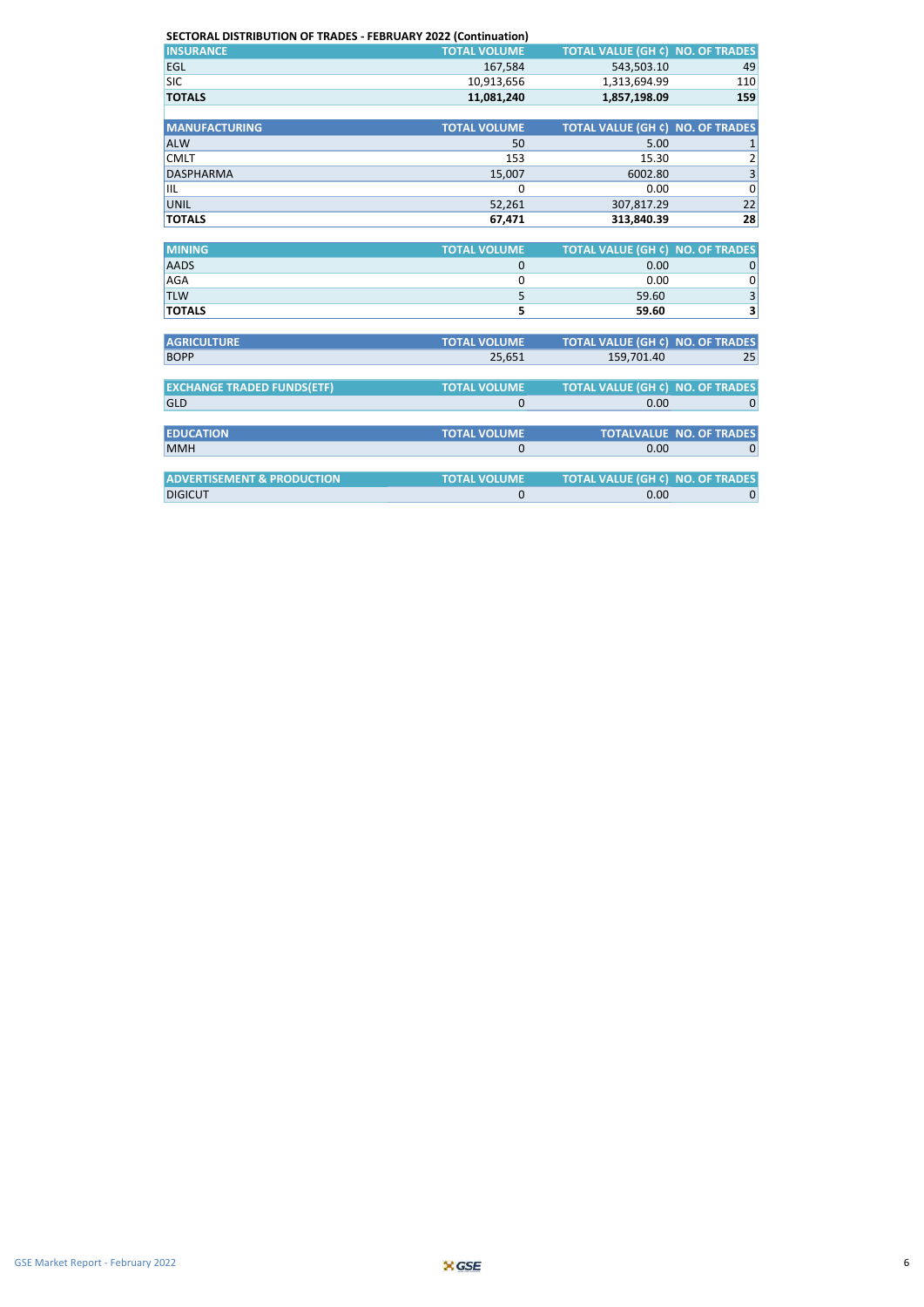**SECTORAL DISTRIBUTION OF TRADES - FEBRUARY 2022 (Continuation)**

| INSURANCE | TOTAL VOLUME | TOTAL VALUE (GH ¢) | NO. OF TRADES |
|---|---|---|---|
| EGL | 167,584 | 543,503.10 | 49 |
| SIC | 10,913,656 | 1,313,694.99 | 110 |
| **TOTALS** | **11,081,240** | **1,857,198.09** | **159** |

| MANUFACTURING | TOTAL VOLUME | TOTAL VALUE (GH ¢) | NO. OF TRADES |
|---|---|---|---|
| ALW | 50 | 5.00 | 1 |
| CMLT | 153 | 15.30 | 2 |
| DASPHARMA | 15,007 | 6002.80 | 3 |
| IIL | 0 | 0.00 | 0 |
| UNIL | 52,261 | 307,817.29 | 22 |
| **TOTALS** | **67,471** | **313,840.39** | **28** |

| MINING | TOTAL VOLUME | TOTAL VALUE (GH ¢) | NO. OF TRADES |
|---|---|---|---|
| AADS | 0 | 0.00 | 0 |
| AGA | 0 | 0.00 | 0 |
| TLW | 5 | 59.60 | 3 |
| **TOTALS** | **5** | **59.60** | **3** |

| AGRICULTURE | TOTAL VOLUME | TOTAL VALUE (GH ¢) | NO. OF TRADES |
|---|---|---|---|
| BOPP | 25,651 | 159,701.40 | 25 |

| EXCHANGE TRADED FUNDS(ETF) | TOTAL VOLUME | TOTAL VALUE (GH ¢) | NO. OF TRADES |
|---|---|---|---|
| GLD | 0 | 0.00 | 0 |

| EDUCATION | TOTAL VOLUME | TOTALVALUE | NO. OF TRADES |
|---|---|---|---|
| MMH | 0 | 0.00 | 0 |

| ADVERTISEMENT & PRODUCTION | TOTAL VOLUME | TOTAL VALUE (GH ¢) | NO. OF TRADES |
|---|---|---|---|
| DIGICUT | 0 | 0.00 | 0 |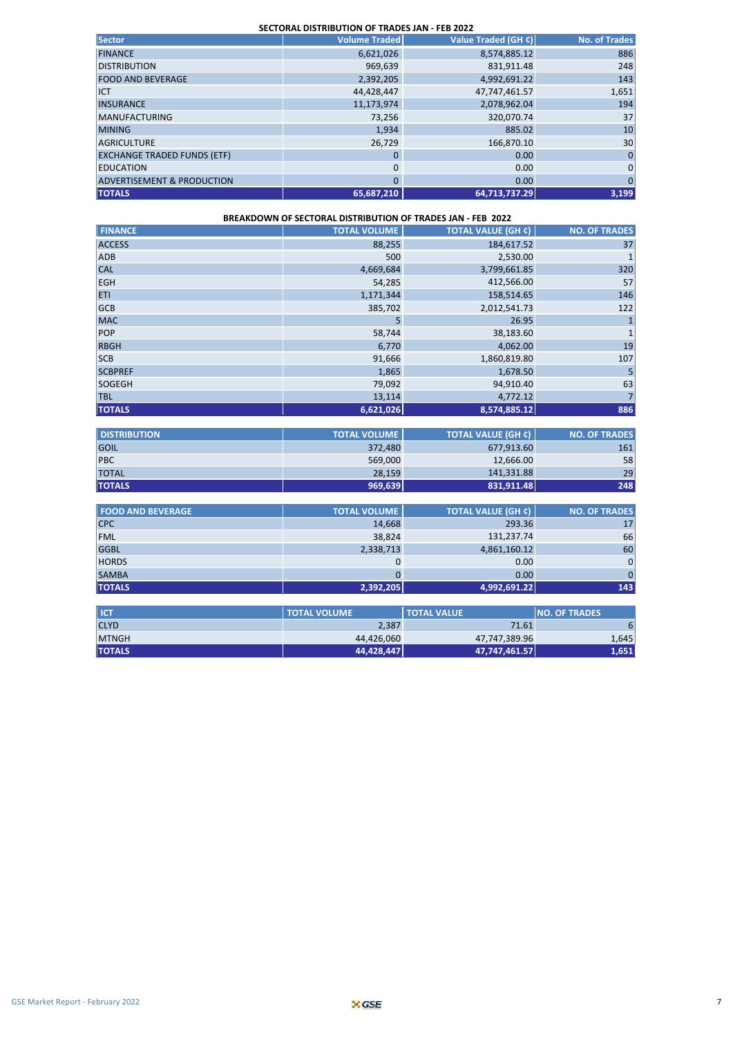## SECTORAL DISTRIBUTION OF TRADES JAN - FEB 2022

| Sector | Volume Traded | Value Traded (GH ¢) | No. of Trades |
|---|---|---|---|
| FINANCE | 6,621,026 | 8,574,885.12 | 886 |
| DISTRIBUTION | 969,639 | 831,911.48 | 248 |
| FOOD AND BEVERAGE | 2,392,205 | 4,992,691.22 | 143 |
| ICT | 44,428,447 | 47,747,461.57 | 1,651 |
| INSURANCE | 11,173,974 | 2,078,962.04 | 194 |
| MANUFACTURING | 73,256 | 320,070.74 | 37 |
| MINING | 1,934 | 885.02 | 10 |
| AGRICULTURE | 26,729 | 166,870.10 | 30 |
| EXCHANGE TRADED FUNDS (ETF) | 0 | 0.00 | 0 |
| EDUCATION | 0 | 0.00 | 0 |
| ADVERTISEMENT & PRODUCTION | 0 | 0.00 | 0 |
| **TOTALS** | **65,687,210** | **64,713,737.29** | **3,199** |

## BREAKDOWN OF SECTORAL DISTRIBUTION OF TRADES JAN - FEB 2022

| FINANCE | TOTAL VOLUME | TOTAL VALUE (GH ¢) | NO. OF TRADES |
|---|---|---|---|
| ACCESS | 88,255 | 184,617.52 | 37 |
| ADB | 500 | 2,530.00 | 1 |
| CAL | 4,669,684 | 3,799,661.85 | 320 |
| EGH | 54,285 | 412,566.00 | 57 |
| ETI | 1,171,344 | 158,514.65 | 146 |
| GCB | 385,702 | 2,012,541.73 | 122 |
| MAC | 5 | 26.95 | 1 |
| POP | 58,744 | 38,183.60 | 1 |
| RBGH | 6,770 | 4,062.00 | 19 |
| SCB | 91,666 | 1,860,819.80 | 107 |
| SCBPREF | 1,865 | 1,678.50 | 5 |
| SOGEGH | 79,092 | 94,910.40 | 63 |
| TBL | 13,114 | 4,772.12 | 7 |
| **TOTALS** | **6,621,026** | **8,574,885.12** | **886** |

| DISTRIBUTION | TOTAL VOLUME | TOTAL VALUE (GH ¢) | NO. OF TRADES |
|---|---|---|---|
| GOIL | 372,480 | 677,913.60 | 161 |
| PBC | 569,000 | 12,666.00 | 58 |
| TOTAL | 28,159 | 141,331.88 | 29 |
| **TOTALS** | **969,639** | **831,911.48** | **248** |

| FOOD AND BEVERAGE | TOTAL VOLUME | TOTAL VALUE (GH ¢) | NO. OF TRADES |
|---|---|---|---|
| CPC | 14,668 | 293.36 | 17 |
| FML | 38,824 | 131,237.74 | 66 |
| GGBL | 2,338,713 | 4,861,160.12 | 60 |
| HORDS | 0 | 0.00 | 0 |
| SAMBA | 0 | 0.00 | 0 |
| **TOTALS** | **2,392,205** | **4,992,691.22** | **143** |

| ICT | TOTAL VOLUME | TOTAL VALUE | NO. OF TRADES |
|---|---|---|---|
| CLYD | 2,387 | 71.61 | 6 |
| MTNGH | 44,426,060 | 47,747,389.96 | 1,645 |
| **TOTALS** | **44,428,447** | **47,747,461.57** | **1,651** |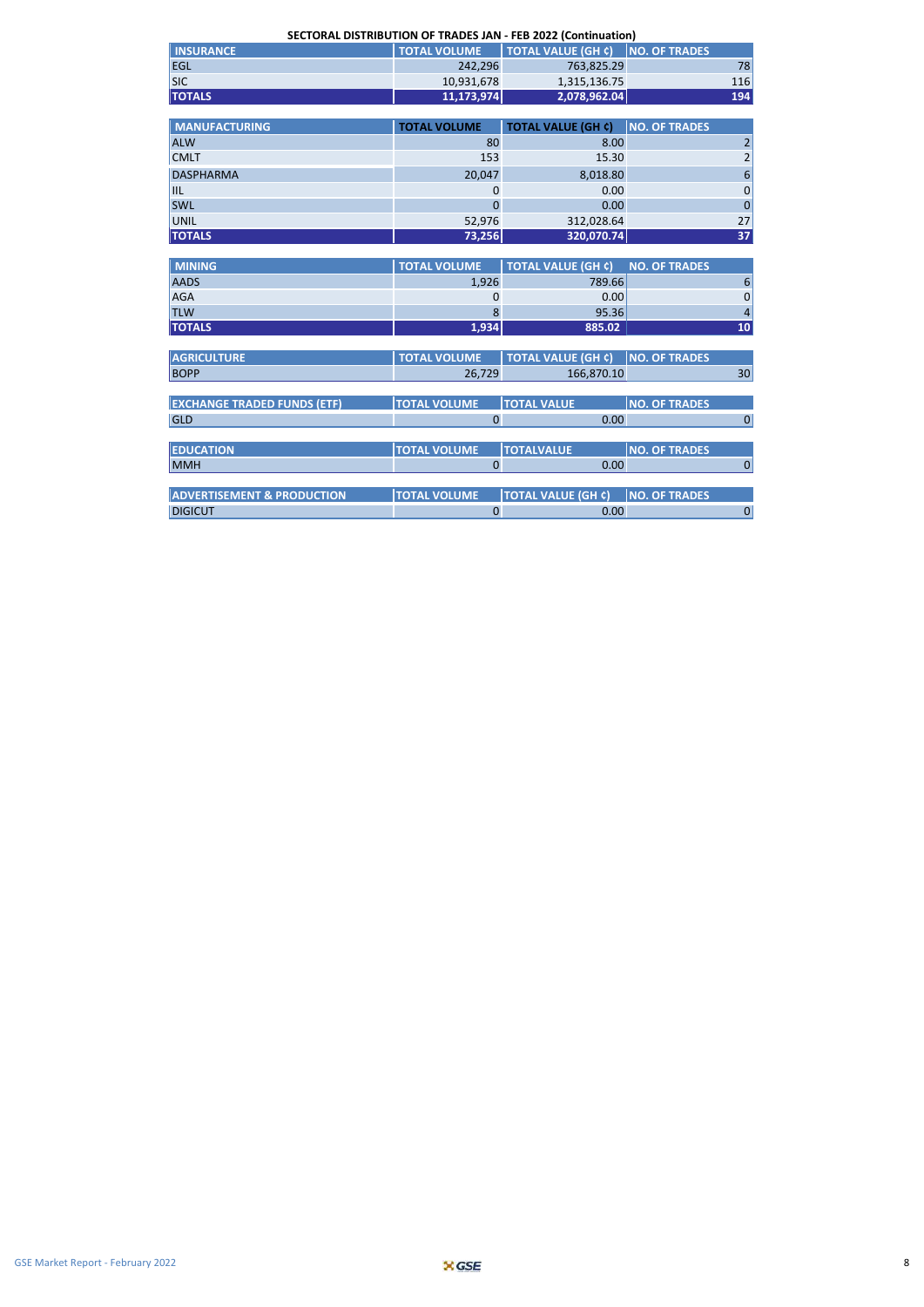## SECTORAL DISTRIBUTION OF TRADES JAN - FEB 2022 (Continuation)

| INSURANCE | TOTAL VOLUME | TOTAL VALUE (GH ¢) | NO. OF TRADES |
|---|---|---|---|
| EGL | 242,296 | 763,825.29 | 78 |
| SIC | 10,931,678 | 1,315,136.75 | 116 |
| **TOTALS** | **11,173,974** | **2,078,962.04** | **194** |

| MANUFACTURING | TOTAL VOLUME | TOTAL VALUE (GH ¢) | NO. OF TRADES |
|---|---|---|---|
| ALW | 80 | 8.00 | 2 |
| CMLT | 153 | 15.30 | 2 |
| DASPHARMA | 20,047 | 8,018.80 | 6 |
| IIL | 0 | 0.00 | 0 |
| SWL | 0 | 0.00 | 0 |
| UNIL | 52,976 | 312,028.64 | 27 |
| **TOTALS** | **73,256** | **320,070.74** | **37** |

| MINING | TOTAL VOLUME | TOTAL VALUE (GH ¢) | NO. OF TRADES |
|---|---|---|---|
| AADS | 1,926 | 789.66 | 6 |
| AGA | 0 | 0.00 | 0 |
| TLW | 8 | 95.36 | 4 |
| **TOTALS** | **1,934** | **885.02** | **10** |

| AGRICULTURE | TOTAL VOLUME | TOTAL VALUE (GH ¢) | NO. OF TRADES |
|---|---|---|---|
| BOPP | 26,729 | 166,870.10 | 30 |

| EXCHANGE TRADED FUNDS (ETF) | TOTAL VOLUME | TOTAL VALUE | NO. OF TRADES |
|---|---|---|---|
| GLD | 0 | 0.00 | 0 |

| EDUCATION | TOTAL VOLUME | TOTALVALUE | NO. OF TRADES |
|---|---|---|---|
| MMH | 0 | 0.00 | 0 |

| ADVERTISEMENT & PRODUCTION | TOTAL VOLUME | TOTAL VALUE (GH ¢) | NO. OF TRADES |
|---|---|---|---|
| DIGICUT | 0 | 0.00 | 0 |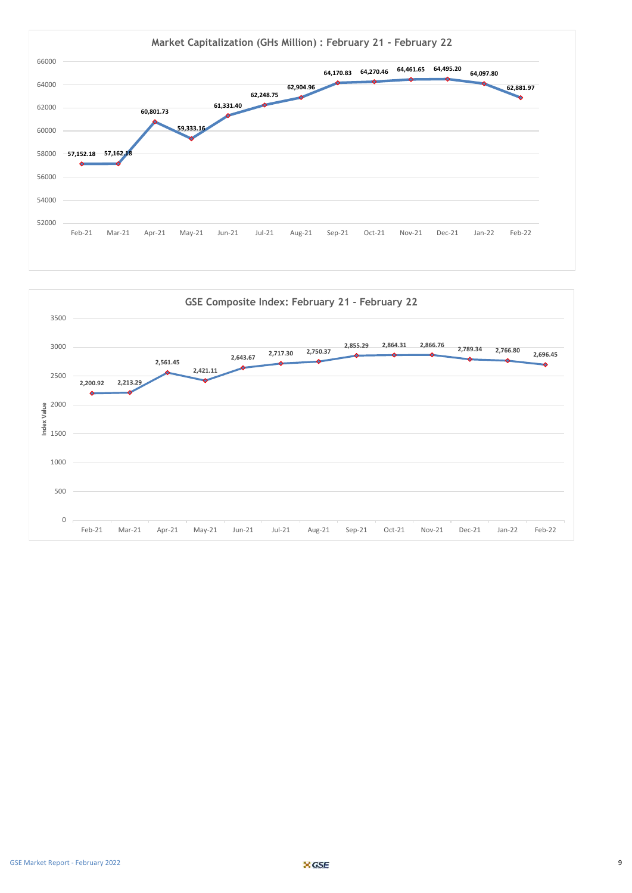## Market Capitalization (GHs Million) : February 21 - February 22

| Month | Market Capitalization (GHs Million) |
|---|---|
| Feb-21 | 57,152.18 |
| Mar-21 | 57,162.18 |
| Apr-21 | 60,801.73 |
| May-21 | 59,333.16 |
| Jun-21 | 61,331.40 |
| Jul-21 | 62,248.75 |
| Aug-21 | 62,904.96 |
| Sep-21 | 64,170.83 |
| Oct-21 | 64,270.46 |
| Nov-21 | 64,461.65 |
| Dec-21 | 64,495.20 |
| Jan-22 | 64,097.80 |
| Feb-22 | 62,881.97 |

## GSE Composite Index: February 21 - February 22

| Month | Index Value |
|---|---|
| Feb-21 | 2,200.92 |
| Mar-21 | 2,213.29 |
| Apr-21 | 2,561.45 |
| May-21 | 2,421.11 |
| Jun-21 | 2,643.67 |
| Jul-21 | 2,717.30 |
| Aug-21 | 2,750.37 |
| Sep-21 | 2,855.29 |
| Oct-21 | 2,864.31 |
| Nov-21 | 2,866.76 |
| Dec-21 | 2,789.34 |
| Jan-22 | 2,766.80 |
| Feb-22 | 2,696.45 |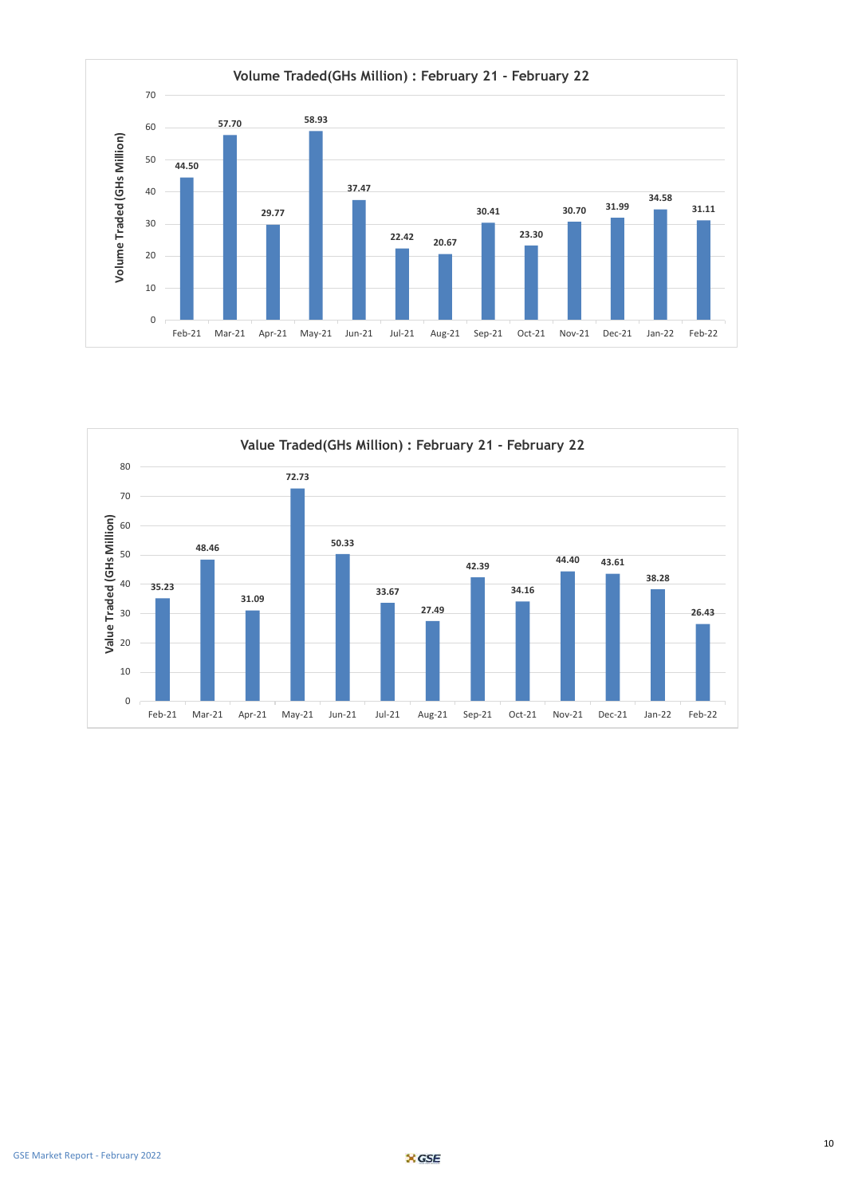**Volume Traded(GHs Million) : February 21 - February 22**

| Month | Volume Traded (GHs Million) |
|---|---|
| Feb-21 | 44.50 |
| Mar-21 | 57.70 |
| Apr-21 | 29.77 |
| May-21 | 58.93 |
| Jun-21 | 37.47 |
| Jul-21 | 22.42 |
| Aug-21 | 20.67 |
| Sep-21 | 30.41 |
| Oct-21 | 23.30 |
| Nov-21 | 30.70 |
| Dec-21 | 31.99 |
| Jan-22 | 34.58 |
| Feb-22 | 31.11 |

**Value Traded(GHs Million) : February 21 - February 22**

| Month | Value Traded (GHs Million) |
|---|---|
| Feb-21 | 35.23 |
| Mar-21 | 48.46 |
| Apr-21 | 31.09 |
| May-21 | 72.73 |
| Jun-21 | 50.33 |
| Jul-21 | 33.67 |
| Aug-21 | 27.49 |
| Sep-21 | 42.39 |
| Oct-21 | 34.16 |
| Nov-21 | 44.40 |
| Dec-21 | 43.61 |
| Jan-22 | 38.28 |
| Feb-22 | 26.43 |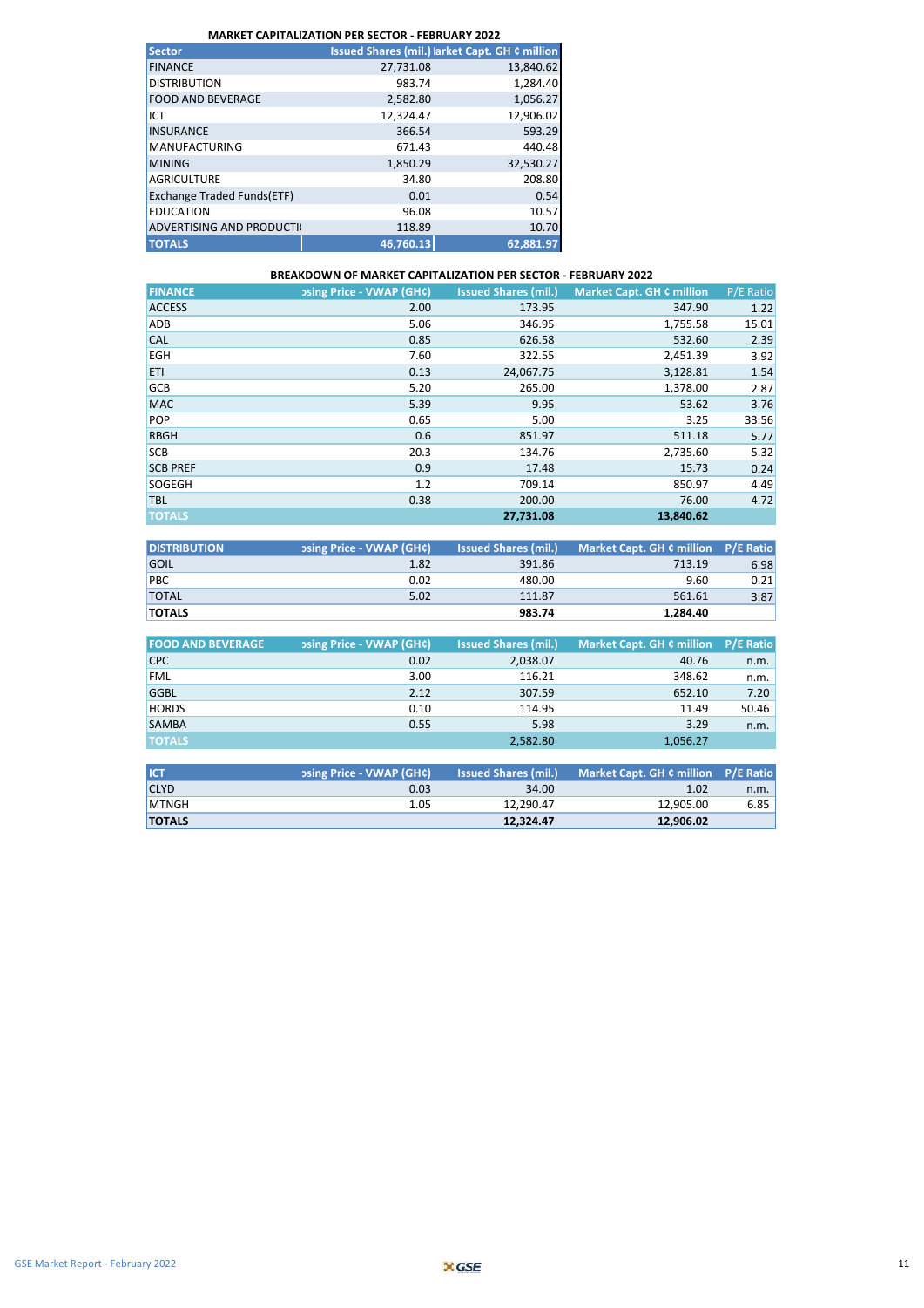## MARKET CAPITALIZATION PER SECTOR - FEBRUARY 2022

| Sector | Issued Shares (mil.) | Market Capt. GH ¢ million |
|---|---|---|
| FINANCE | 27,731.08 | 13,840.62 |
| DISTRIBUTION | 983.74 | 1,284.40 |
| FOOD AND BEVERAGE | 2,582.80 | 1,056.27 |
| ICT | 12,324.47 | 12,906.02 |
| INSURANCE | 366.54 | 593.29 |
| MANUFACTURING | 671.43 | 440.48 |
| MINING | 1,850.29 | 32,530.27 |
| AGRICULTURE | 34.80 | 208.80 |
| Exchange Traded Funds(ETF) | 0.01 | 0.54 |
| EDUCATION | 96.08 | 10.57 |
| ADVERTISING AND PRODUCTI | 118.89 | 10.70 |
| TOTALS | 46,760.13 | 62,881.97 |

## BREAKDOWN OF MARKET CAPITALIZATION PER SECTOR - FEBRUARY 2022

| FINANCE | Closing Price - VWAP (GH¢) | Issued Shares (mil.) | Market Capt. GH ¢ million | P/E Ratio |
|---|---|---|---|---|
| ACCESS | 2.00 | 173.95 | 347.90 | 1.22 |
| ADB | 5.06 | 346.95 | 1,755.58 | 15.01 |
| CAL | 0.85 | 626.58 | 532.60 | 2.39 |
| EGH | 7.60 | 322.55 | 2,451.39 | 3.92 |
| ETI | 0.13 | 24,067.75 | 3,128.81 | 1.54 |
| GCB | 5.20 | 265.00 | 1,378.00 | 2.87 |
| MAC | 5.39 | 9.95 | 53.62 | 3.76 |
| POP | 0.65 | 5.00 | 3.25 | 33.56 |
| RBGH | 0.6 | 851.97 | 511.18 | 5.77 |
| SCB | 20.3 | 134.76 | 2,735.60 | 5.32 |
| SCB PREF | 0.9 | 17.48 | 15.73 | 0.24 |
| SOGEGH | 1.2 | 709.14 | 850.97 | 4.49 |
| TBL | 0.38 | 200.00 | 76.00 | 4.72 |
| TOTALS | | 27,731.08 | 13,840.62 | |

| DISTRIBUTION | Closing Price - VWAP (GH¢) | Issued Shares (mil.) | Market Capt. GH ¢ million | P/E Ratio |
|---|---|---|---|---|
| GOIL | 1.82 | 391.86 | 713.19 | 6.98 |
| PBC | 0.02 | 480.00 | 9.60 | 0.21 |
| TOTAL | 5.02 | 111.87 | 561.61 | 3.87 |
| TOTALS | | 983.74 | 1,284.40 | |

| FOOD AND BEVERAGE | Closing Price - VWAP (GH¢) | Issued Shares (mil.) | Market Capt. GH ¢ million | P/E Ratio |
|---|---|---|---|---|
| CPC | 0.02 | 2,038.07 | 40.76 | n.m. |
| FML | 3.00 | 116.21 | 348.62 | n.m. |
| GGBL | 2.12 | 307.59 | 652.10 | 7.20 |
| HORDS | 0.10 | 114.95 | 11.49 | 50.46 |
| SAMBA | 0.55 | 5.98 | 3.29 | n.m. |
| TOTALS | | 2,582.80 | 1,056.27 | |

| ICT | Closing Price - VWAP (GH¢) | Issued Shares (mil.) | Market Capt. GH ¢ million | P/E Ratio |
|---|---|---|---|---|
| CLYD | 0.03 | 34.00 | 1.02 | n.m. |
| MTNGH | 1.05 | 12,290.47 | 12,905.00 | 6.85 |
| TOTALS | | 12,324.47 | 12,906.02 | |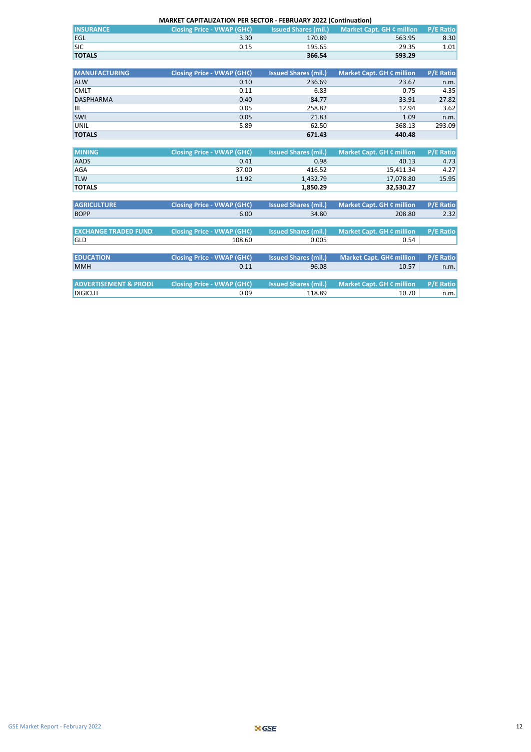**MARKET CAPITALIZATION PER SECTOR - FEBRUARY 2022 (Continuation)**

| INSURANCE | Closing Price - VWAP (GH¢) | Issued Shares (mil.) | Market Capt. GH ¢ million | P/E Ratio |
|---|---|---|---|---|
| EGL | 3.30 | 170.89 | 563.95 | 8.30 |
| SIC | 0.15 | 195.65 | 29.35 | 1.01 |
| **TOTALS** | | **366.54** | **593.29** | |

| MANUFACTURING | Closing Price - VWAP (GH¢) | Issued Shares (mil.) | Market Capt. GH ¢ million | P/E Ratio |
|---|---|---|---|---|
| ALW | 0.10 | 236.69 | 23.67 | n.m. |
| CMLT | 0.11 | 6.83 | 0.75 | 4.35 |
| DASPHARMA | 0.40 | 84.77 | 33.91 | 27.82 |
| IIL | 0.05 | 258.82 | 12.94 | 3.62 |
| SWL | 0.05 | 21.83 | 1.09 | n.m. |
| UNIL | 5.89 | 62.50 | 368.13 | 293.09 |
| **TOTALS** | | **671.43** | **440.48** | |

| MINING | Closing Price - VWAP (GH¢) | Issued Shares (mil.) | Market Capt. GH ¢ million | P/E Ratio |
|---|---|---|---|---|
| AADS | 0.41 | 0.98 | 40.13 | 4.73 |
| AGA | 37.00 | 416.52 | 15,411.34 | 4.27 |
| TLW | 11.92 | 1,432.79 | 17,078.80 | 15.95 |
| **TOTALS** | | **1,850.29** | **32,530.27** | |

| AGRICULTURE | Closing Price - VWAP (GH¢) | Issued Shares (mil.) | Market Capt. GH ¢ million | P/E Ratio |
|---|---|---|---|---|
| BOPP | 6.00 | 34.80 | 208.80 | 2.32 |

| EXCHANGE TRADED FUND: | Closing Price - VWAP (GH¢) | Issued Shares (mil.) | Market Capt. GH ¢ million | P/E Ratio |
|---|---|---|---|---|
| GLD | 108.60 | 0.005 | 0.54 | |

| EDUCATION | Closing Price - VWAP (GH¢) | Issued Shares (mil.) | Market Capt. GH¢ million | P/E Ratio |
|---|---|---|---|---|
| MMH | 0.11 | 96.08 | 10.57 | n.m. |

| ADVERTISEMENT & PRODU | Closing Price - VWAP (GH¢) | Issued Shares (mil.) | Market Capt. GH ¢ million | P/E Ratio |
|---|---|---|---|---|
| DIGICUT | 0.09 | 118.89 | 10.70 | n.m. |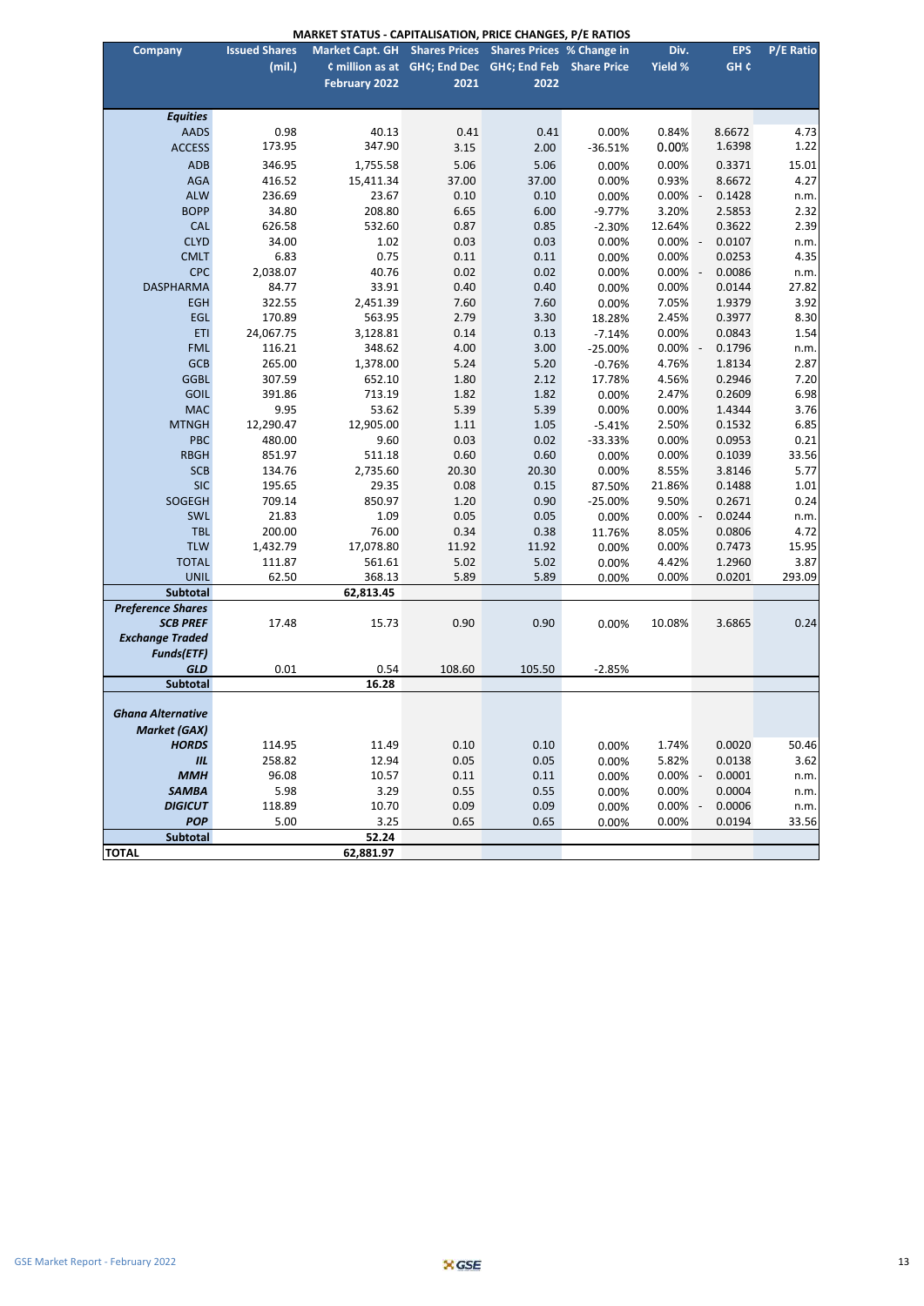## MARKET STATUS - CAPITALISATION, PRICE CHANGES, P/E RATIOS

| Company | Issued Shares (mil.) | Market Capt. GH ¢ million as at February 2022 | Shares Prices GH¢; End Dec 2021 | Shares Prices GH¢; End Feb 2022 | % Change in Share Price | Div. Yield % | EPS GH ¢ | P/E Ratio |
|---|---|---|---|---|---|---|---|---|
| ***Equities*** | | | | | | | | |
| AADS | 0.98 | 40.13 | 0.41 | 0.41 | 0.00% | 0.84% | 8.6672 | 4.73 |
| ACCESS | 173.95 | 347.90 | 3.15 | 2.00 | -36.51% | 0.00% | 1.6398 | 1.22 |
| ADB | 346.95 | 1,755.58 | 5.06 | 5.06 | 0.00% | 0.00% | 0.3371 | 15.01 |
| AGA | 416.52 | 15,411.34 | 37.00 | 37.00 | 0.00% | 0.93% | 8.6672 | 4.27 |
| ALW | 236.69 | 23.67 | 0.10 | 0.10 | 0.00% | 0.00% | - 0.1428 | n.m. |
| BOPP | 34.80 | 208.80 | 6.65 | 6.00 | -9.77% | 3.20% | 2.5853 | 2.32 |
| CAL | 626.58 | 532.60 | 0.87 | 0.85 | -2.30% | 12.64% | 0.3622 | 2.39 |
| CLYD | 34.00 | 1.02 | 0.03 | 0.03 | 0.00% | 0.00% | - 0.0107 | n.m. |
| CMLT | 6.83 | 0.75 | 0.11 | 0.11 | 0.00% | 0.00% | 0.0253 | 4.35 |
| CPC | 2,038.07 | 40.76 | 0.02 | 0.02 | 0.00% | 0.00% | - 0.0086 | n.m. |
| DASPHARMA | 84.77 | 33.91 | 0.40 | 0.40 | 0.00% | 0.00% | 0.0144 | 27.82 |
| EGH | 322.55 | 2,451.39 | 7.60 | 7.60 | 0.00% | 7.05% | 1.9379 | 3.92 |
| EGL | 170.89 | 563.95 | 2.79 | 3.30 | 18.28% | 2.45% | 0.3977 | 8.30 |
| ETI | 24,067.75 | 3,128.81 | 0.14 | 0.13 | -7.14% | 0.00% | 0.0843 | 1.54 |
| FML | 116.21 | 348.62 | 4.00 | 3.00 | -25.00% | 0.00% | - 0.1796 | n.m. |
| GCB | 265.00 | 1,378.00 | 5.24 | 5.20 | -0.76% | 4.76% | 1.8134 | 2.87 |
| GGBL | 307.59 | 652.10 | 1.80 | 2.12 | 17.78% | 4.56% | 0.2946 | 7.20 |
| GOIL | 391.86 | 713.19 | 1.82 | 1.82 | 0.00% | 2.47% | 0.2609 | 6.98 |
| MAC | 9.95 | 53.62 | 5.39 | 5.39 | 0.00% | 0.00% | 1.4344 | 3.76 |
| MTNGH | 12,290.47 | 12,905.00 | 1.11 | 1.05 | -5.41% | 2.50% | 0.1532 | 6.85 |
| PBC | 480.00 | 9.60 | 0.03 | 0.02 | -33.33% | 0.00% | 0.0953 | 0.21 |
| RBGH | 851.97 | 511.18 | 0.60 | 0.60 | 0.00% | 0.00% | 0.1039 | 33.56 |
| SCB | 134.76 | 2,735.60 | 20.30 | 20.30 | 0.00% | 8.55% | 3.8146 | 5.77 |
| SIC | 195.65 | 29.35 | 0.08 | 0.15 | 87.50% | 21.86% | 0.1488 | 1.01 |
| SOGEGH | 709.14 | 850.97 | 1.20 | 0.90 | -25.00% | 9.50% | 0.2671 | 0.24 |
| SWL | 21.83 | 1.09 | 0.05 | 0.05 | 0.00% | 0.00% | - 0.0244 | n.m. |
| TBL | 200.00 | 76.00 | 0.34 | 0.38 | 11.76% | 8.05% | 0.0806 | 4.72 |
| TLW | 1,432.79 | 17,078.80 | 11.92 | 11.92 | 0.00% | 0.00% | 0.7473 | 15.95 |
| TOTAL | 111.87 | 561.61 | 5.02 | 5.02 | 0.00% | 4.42% | 1.2960 | 3.87 |
| UNIL | 62.50 | 368.13 | 5.89 | 5.89 | 0.00% | 0.00% | 0.0201 | 293.09 |
| **Subtotal** | | **62,813.45** | | | | | | |
| ***Preference Shares*** | | | | | | | | |
| ***SCB PREF*** | 17.48 | 15.73 | 0.90 | 0.90 | 0.00% | 10.08% | 3.6865 | 0.24 |
| ***Exchange Traded Funds(ETF)*** | | | | | | | | |
| ***GLD*** | 0.01 | 0.54 | 108.60 | 105.50 | -2.85% | | | |
| **Subtotal** | | **16.28** | | | | | | |
| ***Ghana Alternative Market (GAX)*** | | | | | | | | |
| ***HORDS*** | 114.95 | 11.49 | 0.10 | 0.10 | 0.00% | 1.74% | 0.0020 | 50.46 |
| ***IIL*** | 258.82 | 12.94 | 0.05 | 0.05 | 0.00% | 5.82% | 0.0138 | 3.62 |
| ***MMH*** | 96.08 | 10.57 | 0.11 | 0.11 | 0.00% | 0.00% | - 0.0001 | n.m. |
| ***SAMBA*** | 5.98 | 3.29 | 0.55 | 0.55 | 0.00% | 0.00% | 0.0004 | n.m. |
| ***DIGICUT*** | 118.89 | 10.70 | 0.09 | 0.09 | 0.00% | 0.00% | - 0.0006 | n.m. |
| ***POP*** | 5.00 | 3.25 | 0.65 | 0.65 | 0.00% | 0.00% | 0.0194 | 33.56 |
| **Subtotal** | | **52.24** | | | | | | |
| **TOTAL** | | **62,881.97** | | | | | | |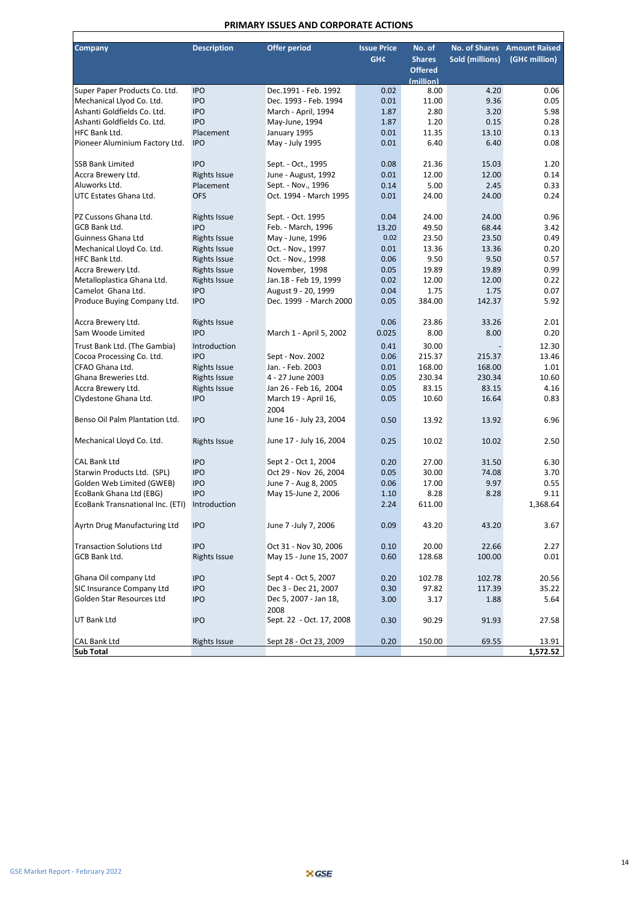## PRIMARY ISSUES AND CORPORATE ACTIONS

| Company | Description | Offer period | Issue Price GH¢ | No. of Shares Offered (million) | No. of Shares Sold (millions) | Amount Raised (GH¢ million) |
|---|---|---|---|---|---|---|
| Super Paper Products Co. Ltd. | IPO | Dec.1991 - Feb. 1992 | 0.02 | 8.00 | 4.20 | 0.06 |
| Mechanical Llyod Co. Ltd. | IPO | Dec. 1993 - Feb. 1994 | 0.01 | 11.00 | 9.36 | 0.05 |
| Ashanti Goldfields Co. Ltd. | IPO | March - April, 1994 | 1.87 | 2.80 | 3.20 | 5.98 |
| Ashanti Goldfields Co. Ltd. | IPO | May-June, 1994 | 1.87 | 1.20 | 0.15 | 0.28 |
| HFC Bank Ltd. | Placement | January 1995 | 0.01 | 11.35 | 13.10 | 0.13 |
| Pioneer Aluminium Factory Ltd. | IPO | May - July 1995 | 0.01 | 6.40 | 6.40 | 0.08 |
| SSB Bank Limited | IPO | Sept. - Oct., 1995 | 0.08 | 21.36 | 15.03 | 1.20 |
| Accra Brewery Ltd. | Rights Issue | June - August, 1992 | 0.01 | 12.00 | 12.00 | 0.14 |
| Aluworks Ltd. | Placement | Sept. - Nov., 1996 | 0.14 | 5.00 | 2.45 | 0.33 |
| UTC Estates Ghana Ltd. | OFS | Oct. 1994 - March 1995 | 0.01 | 24.00 | 24.00 | 0.24 |
| PZ Cussons Ghana Ltd. | Rights Issue | Sept. - Oct. 1995 | 0.04 | 24.00 | 24.00 | 0.96 |
| GCB Bank Ltd. | IPO | Feb. - March, 1996 | 13.20 | 49.50 | 68.44 | 3.42 |
| Guinness Ghana Ltd | Rights Issue | May - June, 1996 | 0.02 | 23.50 | 23.50 | 0.49 |
| Mechanical Lloyd Co. Ltd. | Rights Issue | Oct. - Nov., 1997 | 0.01 | 13.36 | 13.36 | 0.20 |
| HFC Bank Ltd. | Rights Issue | Oct. - Nov., 1998 | 0.06 | 9.50 | 9.50 | 0.57 |
| Accra Brewery Ltd. | Rights Issue | November, 1998 | 0.05 | 19.89 | 19.89 | 0.99 |
| Metalloplastica Ghana Ltd. | Rights Issue | Jan.18 - Feb 19, 1999 | 0.02 | 12.00 | 12.00 | 0.22 |
| Camelot Ghana Ltd. | IPO | August 9 - 20, 1999 | 0.04 | 1.75 | 1.75 | 0.07 |
| Produce Buying Company Ltd. | IPO | Dec. 1999 - March 2000 | 0.05 | 384.00 | 142.37 | 5.92 |
| Accra Brewery Ltd. | Rights Issue | | 0.06 | 23.86 | 33.26 | 2.01 |
| Sam Woode Limited | IPO | March 1 - April 5, 2002 | 0.025 | 8.00 | 8.00 | 0.20 |
| Trust Bank Ltd. (The Gambia) | Introduction | | 0.41 | 30.00 | - | 12.30 |
| Cocoa Processing Co. Ltd. | IPO | Sept - Nov. 2002 | 0.06 | 215.37 | 215.37 | 13.46 |
| CFAO Ghana Ltd. | Rights Issue | Jan. - Feb. 2003 | 0.01 | 168.00 | 168.00 | 1.01 |
| Ghana Breweries Ltd. | Rights Issue | 4 - 27 June 2003 | 0.05 | 230.34 | 230.34 | 10.60 |
| Accra Brewery Ltd. | Rights Issue | Jan 26 - Feb 16, 2004 | 0.05 | 83.15 | 83.15 | 4.16 |
| Clydestone Ghana Ltd. | IPO | March 19 - April 16, 2004 | 0.05 | 10.60 | 16.64 | 0.83 |
| Benso Oil Palm Plantation Ltd. | IPO | June 16 - July 23, 2004 | 0.50 | 13.92 | 13.92 | 6.96 |
| Mechanical Lloyd Co. Ltd. | Rights Issue | June 17 - July 16, 2004 | 0.25 | 10.02 | 10.02 | 2.50 |
| CAL Bank Ltd | IPO | Sept 2 - Oct 1, 2004 | 0.20 | 27.00 | 31.50 | 6.30 |
| Starwin Products Ltd. (SPL) | IPO | Oct 29 - Nov 26, 2004 | 0.05 | 30.00 | 74.08 | 3.70 |
| Golden Web Limited (GWEB) | IPO | June 7 - Aug 8, 2005 | 0.06 | 17.00 | 9.97 | 0.55 |
| EcoBank Ghana Ltd (EBG) | IPO | May 15-June 2, 2006 | 1.10 | 8.28 | 8.28 | 9.11 |
| EcoBank Transnational Inc. (ETI) | Introduction | | 2.24 | 611.00 | | 1,368.64 |
| Ayrtn Drug Manufacturing Ltd | IPO | June 7 -July 7, 2006 | 0.09 | 43.20 | 43.20 | 3.67 |
| Transaction Solutions Ltd | IPO | Oct 31 - Nov 30, 2006 | 0.10 | 20.00 | 22.66 | 2.27 |
| GCB Bank Ltd. | Rights Issue | May 15 - June 15, 2007 | 0.60 | 128.68 | 100.00 | 0.01 |
| Ghana Oil company Ltd | IPO | Sept 4 - Oct 5, 2007 | 0.20 | 102.78 | 102.78 | 20.56 |
| SIC Insurance Company Ltd | IPO | Dec 3 - Dec 21, 2007 | 0.30 | 97.82 | 117.39 | 35.22 |
| Golden Star Resources Ltd | IPO | Dec 5, 2007 - Jan 18, 2008 | 3.00 | 3.17 | 1.88 | 5.64 |
| UT Bank Ltd | IPO | Sept. 22 - Oct. 17, 2008 | 0.30 | 90.29 | 91.93 | 27.58 |
| CAL Bank Ltd | Rights Issue | Sept 28 - Oct 23, 2009 | 0.20 | 150.00 | 69.55 | 13.91 |
| **Sub Total** | | | | | | **1,572.52** |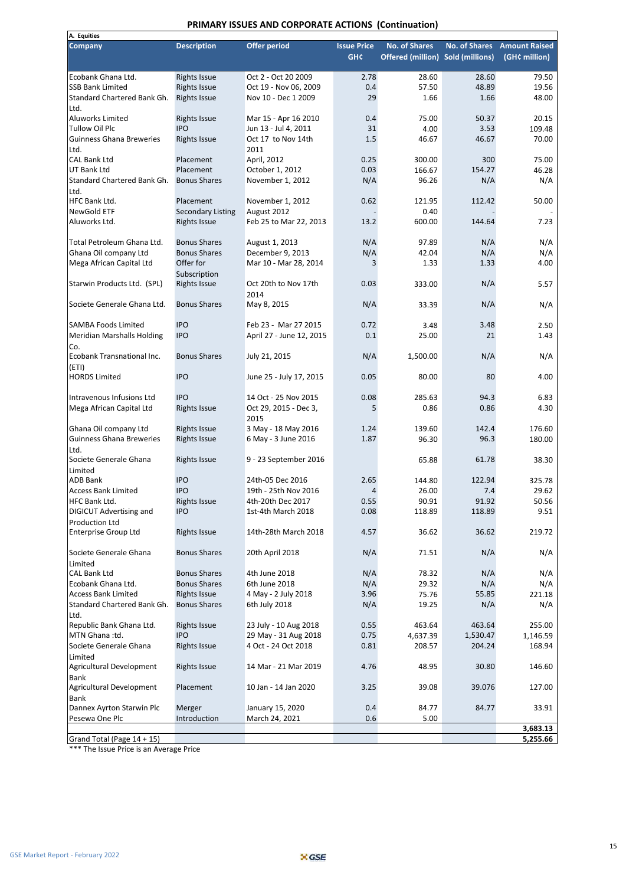## PRIMARY ISSUES AND CORPORATE ACTIONS (Continuation)

| A. Equities | | | | | | |
|---|---|---|---|---|---|---|
| **Company** | **Description** | **Offer period** | **Issue Price GH¢** | **No. of Shares Offered (million)** | **No. of Shares Sold (millions)** | **Amount Raised (GH¢ million)** |
| Ecobank Ghana Ltd. | Rights Issue | Oct 2 - Oct 20 2009 | 2.78 | 28.60 | 28.60 | 79.50 |
| SSB Bank Limited | Rights Issue | Oct 19 - Nov 06, 2009 | 0.4 | 57.50 | 48.89 | 19.56 |
| Standard Chartered Bank Gh. Ltd. | Rights Issue | Nov 10 - Dec 1 2009 | 29 | 1.66 | 1.66 | 48.00 |
| Aluworks Limited | Rights Issue | Mar 15 - Apr 16 2010 | 0.4 | 75.00 | 50.37 | 20.15 |
| Tullow Oil Plc | IPO | Jun 13 - Jul 4, 2011 | 31 | 4.00 | 3.53 | 109.48 |
| Guinness Ghana Breweries Ltd. | Rights Issue | Oct 17 to Nov 14th 2011 | 1.5 | 46.67 | 46.67 | 70.00 |
| CAL Bank Ltd | Placement | April, 2012 | 0.25 | 300.00 | 300 | 75.00 |
| UT Bank Ltd | Placement | October 1, 2012 | 0.03 | 166.67 | 154.27 | 46.28 |
| Standard Chartered Bank Gh. Ltd. | Bonus Shares | November 1, 2012 | N/A | 96.26 | N/A | N/A |
| HFC Bank Ltd. | Placement | November 1, 2012 | 0.62 | 121.95 | 112.42 | 50.00 |
| NewGold ETF | Secondary Listing | August 2012 | - | 0.40 | - | - |
| Aluworks Ltd. | Rights Issue | Feb 25 to Mar 22, 2013 | 13.2 | 600.00 | 144.64 | 7.23 |
| Total Petroleum Ghana Ltd. | Bonus Shares | August 1, 2013 | N/A | 97.89 | N/A | N/A |
| Ghana Oil company Ltd | Bonus Shares | December 9, 2013 | N/A | 42.04 | N/A | N/A |
| Mega African Capital Ltd | Offer for Subscription | Mar 10 - Mar 28, 2014 | 3 | 1.33 | 1.33 | 4.00 |
| Starwin Products Ltd. (SPL) | Rights Issue | Oct 20th to Nov 17th 2014 | 0.03 | 333.00 | N/A | 5.57 |
| Societe Generale Ghana Ltd. | Bonus Shares | May 8, 2015 | N/A | 33.39 | N/A | N/A |
| SAMBA Foods Limited | IPO | Feb 23 - Mar 27 2015 | 0.72 | 3.48 | 3.48 | 2.50 |
| Meridian Marshalls Holding Co. | IPO | April 27 - June 12, 2015 | 0.1 | 25.00 | 21 | 1.43 |
| Ecobank Transnational Inc. (ETI) | Bonus Shares | July 21, 2015 | N/A | 1,500.00 | N/A | N/A |
| HORDS Limited | IPO | June 25 - July 17, 2015 | 0.05 | 80.00 | 80 | 4.00 |
| Intravenous Infusions Ltd | IPO | 14 Oct - 25 Nov 2015 | 0.08 | 285.63 | 94.3 | 6.83 |
| Mega African Capital Ltd | Rights Issue | Oct 29, 2015 - Dec 3, 2015 | 5 | 0.86 | 0.86 | 4.30 |
| Ghana Oil company Ltd | Rights Issue | 3 May - 18 May 2016 | 1.24 | 139.60 | 142.4 | 176.60 |
| Guinness Ghana Breweries Ltd. | Rights Issue | 6 May - 3 June 2016 | 1.87 | 96.30 | 96.3 | 180.00 |
| Societe Generale Ghana Limited | Rights Issue | 9 - 23 September 2016 | | 65.88 | 61.78 | 38.30 |
| ADB Bank | IPO | 24th-05 Dec 2016 | 2.65 | 144.80 | 122.94 | 325.78 |
| Access Bank Limited | IPO | 19th - 25th Nov 2016 | 4 | 26.00 | 7.4 | 29.62 |
| HFC Bank Ltd. | Rights Issue | 4th-20th Dec 2017 | 0.55 | 90.91 | 91.92 | 50.56 |
| DIGICUT Advertising and Production Ltd | IPO | 1st-4th March 2018 | 0.08 | 118.89 | 118.89 | 9.51 |
| Enterprise Group Ltd | Rights Issue | 14th-28th March 2018 | 4.57 | 36.62 | 36.62 | 219.72 |
| Societe Generale Ghana Limited | Bonus Shares | 20th April 2018 | N/A | 71.51 | N/A | N/A |
| CAL Bank Ltd | Bonus Shares | 4th June 2018 | N/A | 78.32 | N/A | N/A |
| Ecobank Ghana Ltd. | Bonus Shares | 6th June 2018 | N/A | 29.32 | N/A | N/A |
| Access Bank Limited | Rights Issue | 4 May - 2 July 2018 | 3.96 | 75.76 | 55.85 | 221.18 |
| Standard Chartered Bank Gh. Ltd. | Bonus Shares | 6th July 2018 | N/A | 19.25 | N/A | N/A |
| Republic Bank Ghana Ltd. | Rights Issue | 23 July - 10 Aug 2018 | 0.55 | 463.64 | 463.64 | 255.00 |
| MTN Ghana :td. | IPO | 29 May - 31 Aug 2018 | 0.75 | 4,637.39 | 1,530.47 | 1,146.59 |
| Societe Generale Ghana Limited | Rights Issue | 4 Oct - 24 Oct 2018 | 0.81 | 208.57 | 204.24 | 168.94 |
| Agricultural Development Bank | Rights Issue | 14 Mar - 21 Mar 2019 | 4.76 | 48.95 | 30.80 | 146.60 |
| Agricultural Development Bank | Placement | 10 Jan - 14 Jan 2020 | 3.25 | 39.08 | 39.076 | 127.00 |
| Dannex Ayrton Starwin Plc | Merger | January 15, 2020 | 0.4 | 84.77 | 84.77 | 33.91 |
| Pesewa One Plc | Introduction | March 24, 2021 | 0.6 | 5.00 | | |
| | | | | | | **3,683.13** |
| Grand Total (Page 14 + 15) | | | | | | **5,255.66** |

*** The Issue Price is an Average Price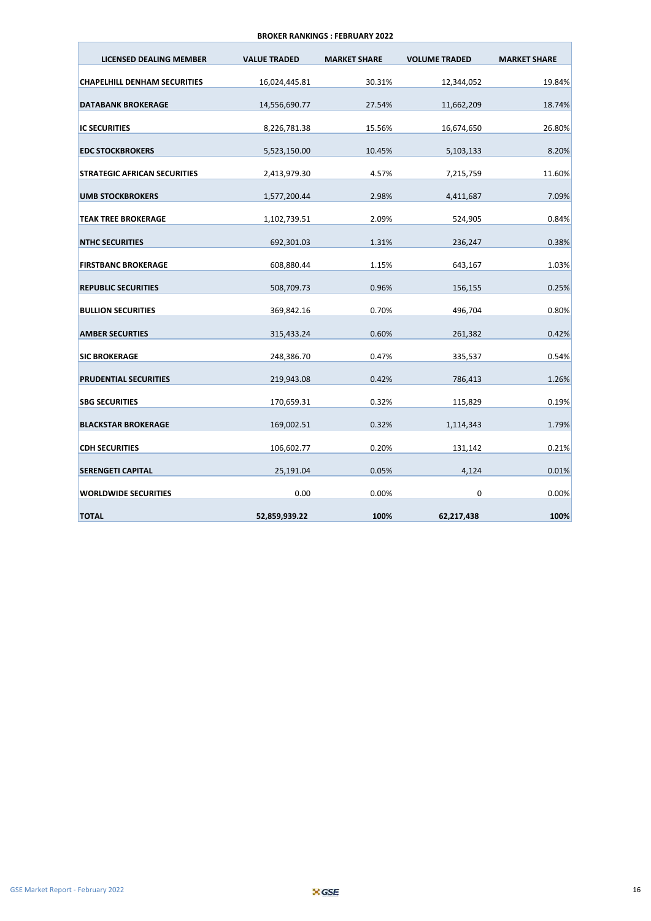## BROKER RANKINGS : FEBRUARY 2022

| LICENSED DEALING MEMBER | VALUE TRADED | MARKET SHARE | VOLUME TRADED | MARKET SHARE |
|---|---|---|---|---|
| CHAPELHILL DENHAM SECURITIES | 16,024,445.81 | 30.31% | 12,344,052 | 19.84% |
| DATABANK BROKERAGE | 14,556,690.77 | 27.54% | 11,662,209 | 18.74% |
| IC SECURITIES | 8,226,781.38 | 15.56% | 16,674,650 | 26.80% |
| EDC STOCKBROKERS | 5,523,150.00 | 10.45% | 5,103,133 | 8.20% |
| STRATEGIC AFRICAN SECURITIES | 2,413,979.30 | 4.57% | 7,215,759 | 11.60% |
| UMB STOCKBROKERS | 1,577,200.44 | 2.98% | 4,411,687 | 7.09% |
| TEAK TREE BROKERAGE | 1,102,739.51 | 2.09% | 524,905 | 0.84% |
| NTHC SECURITIES | 692,301.03 | 1.31% | 236,247 | 0.38% |
| FIRSTBANC BROKERAGE | 608,880.44 | 1.15% | 643,167 | 1.03% |
| REPUBLIC SECURITIES | 508,709.73 | 0.96% | 156,155 | 0.25% |
| BULLION SECURITIES | 369,842.16 | 0.70% | 496,704 | 0.80% |
| AMBER SECURTIES | 315,433.24 | 0.60% | 261,382 | 0.42% |
| SIC BROKERAGE | 248,386.70 | 0.47% | 335,537 | 0.54% |
| PRUDENTIAL SECURITIES | 219,943.08 | 0.42% | 786,413 | 1.26% |
| SBG SECURITIES | 170,659.31 | 0.32% | 115,829 | 0.19% |
| BLACKSTAR BROKERAGE | 169,002.51 | 0.32% | 1,114,343 | 1.79% |
| CDH SECURITIES | 106,602.77 | 0.20% | 131,142 | 0.21% |
| SERENGETI CAPITAL | 25,191.04 | 0.05% | 4,124 | 0.01% |
| WORLDWIDE SECURITIES | 0.00 | 0.00% | 0 | 0.00% |
| **TOTAL** | **52,859,939.22** | **100%** | **62,217,438** | **100%** |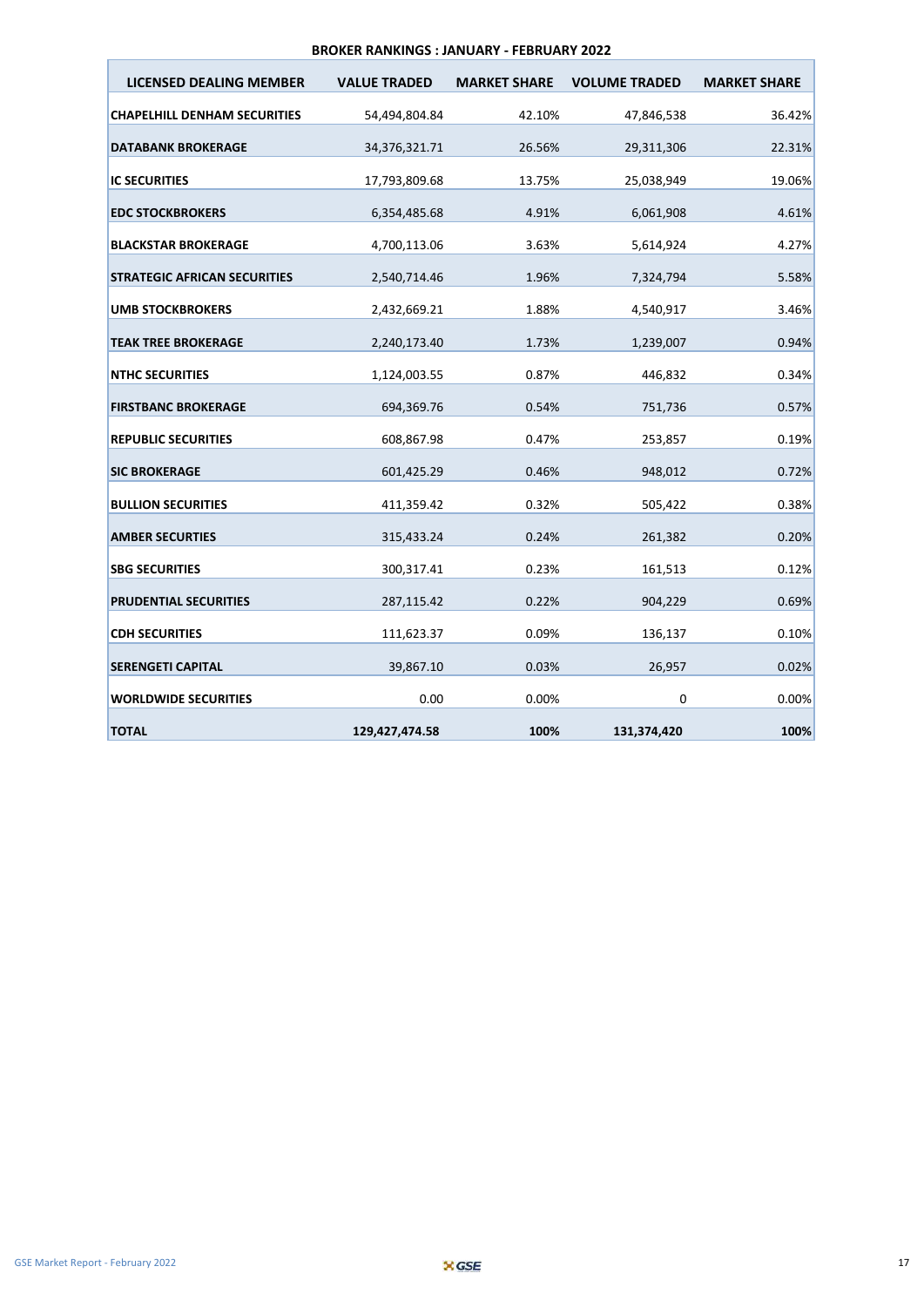## BROKER RANKINGS : JANUARY - FEBRUARY 2022

| LICENSED DEALING MEMBER | VALUE TRADED | MARKET SHARE | VOLUME TRADED | MARKET SHARE |
|---|---|---|---|---|
| **CHAPELHILL DENHAM SECURITIES** | 54,494,804.84 | 42.10% | 47,846,538 | 36.42% |
| **DATABANK BROKERAGE** | 34,376,321.71 | 26.56% | 29,311,306 | 22.31% |
| **IC SECURITIES** | 17,793,809.68 | 13.75% | 25,038,949 | 19.06% |
| **EDC STOCKBROKERS** | 6,354,485.68 | 4.91% | 6,061,908 | 4.61% |
| **BLACKSTAR BROKERAGE** | 4,700,113.06 | 3.63% | 5,614,924 | 4.27% |
| **STRATEGIC AFRICAN SECURITIES** | 2,540,714.46 | 1.96% | 7,324,794 | 5.58% |
| **UMB STOCKBROKERS** | 2,432,669.21 | 1.88% | 4,540,917 | 3.46% |
| **TEAK TREE BROKERAGE** | 2,240,173.40 | 1.73% | 1,239,007 | 0.94% |
| **NTHC SECURITIES** | 1,124,003.55 | 0.87% | 446,832 | 0.34% |
| **FIRSTBANC BROKERAGE** | 694,369.76 | 0.54% | 751,736 | 0.57% |
| **REPUBLIC SECURITIES** | 608,867.98 | 0.47% | 253,857 | 0.19% |
| **SIC BROKERAGE** | 601,425.29 | 0.46% | 948,012 | 0.72% |
| **BULLION SECURITIES** | 411,359.42 | 0.32% | 505,422 | 0.38% |
| **AMBER SECURITIES** | 315,433.24 | 0.24% | 261,382 | 0.20% |
| **SBG SECURITIES** | 300,317.41 | 0.23% | 161,513 | 0.12% |
| **PRUDENTIAL SECURITIES** | 287,115.42 | 0.22% | 904,229 | 0.69% |
| **CDH SECURITIES** | 111,623.37 | 0.09% | 136,137 | 0.10% |
| **SERENGETI CAPITAL** | 39,867.10 | 0.03% | 26,957 | 0.02% |
| **WORLDWIDE SECURITIES** | 0.00 | 0.00% | 0 | 0.00% |
| **TOTAL** | **129,427,474.58** | **100%** | **131,374,420** | **100%** |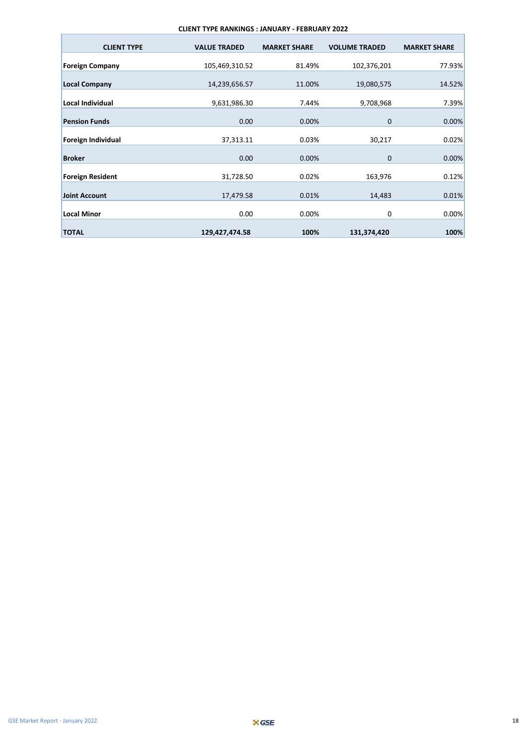**CLIENT TYPE RANKINGS : JANUARY - FEBRUARY 2022**

| CLIENT TYPE | VALUE TRADED | MARKET SHARE | VOLUME TRADED | MARKET SHARE |
|---|---|---|---|---|
| **Foreign Company** | 105,469,310.52 | 81.49% | 102,376,201 | 77.93% |
| **Local Company** | 14,239,656.57 | 11.00% | 19,080,575 | 14.52% |
| **Local Individual** | 9,631,986.30 | 7.44% | 9,708,968 | 7.39% |
| **Pension Funds** | 0.00 | 0.00% | 0 | 0.00% |
| **Foreign Individual** | 37,313.11 | 0.03% | 30,217 | 0.02% |
| **Broker** | 0.00 | 0.00% | 0 | 0.00% |
| **Foreign Resident** | 31,728.50 | 0.02% | 163,976 | 0.12% |
| **Joint Account** | 17,479.58 | 0.01% | 14,483 | 0.01% |
| **Local Minor** | 0.00 | 0.00% | 0 | 0.00% |
| **TOTAL** | **129,427,474.58** | **100%** | **131,374,420** | **100%** |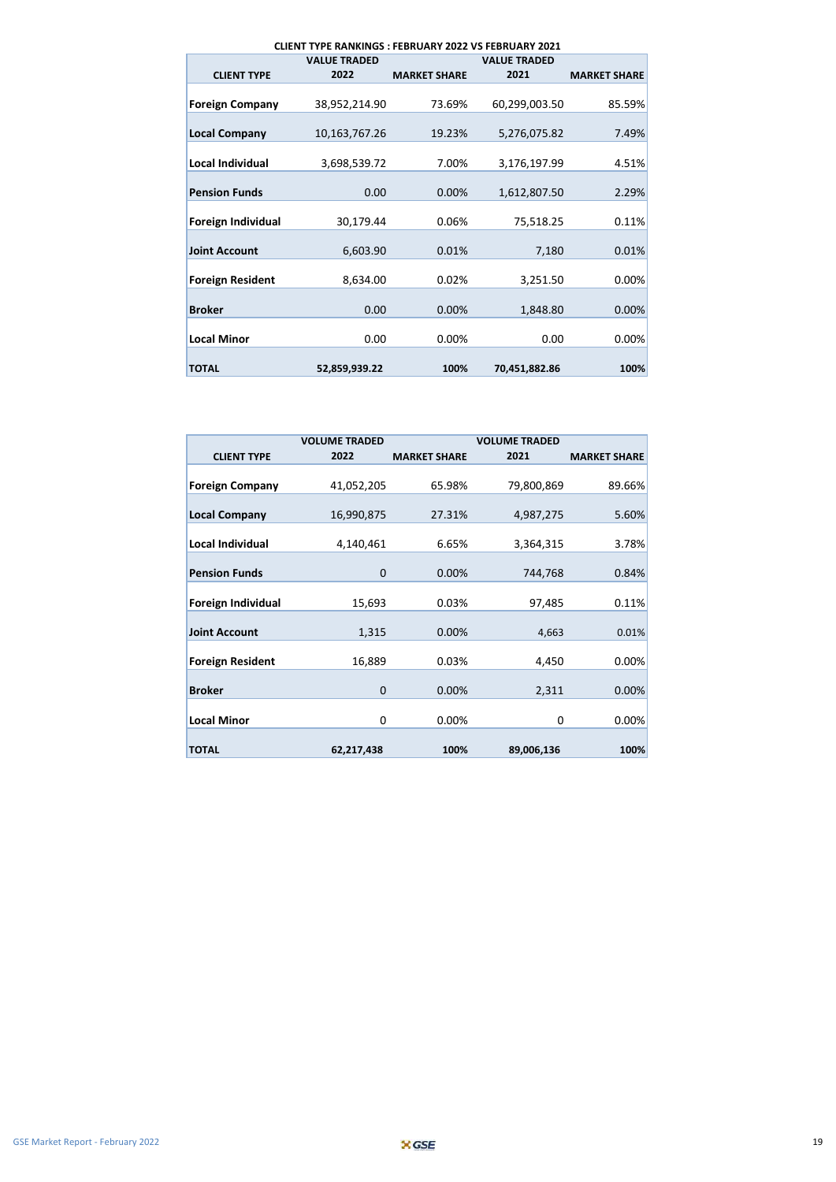### CLIENT TYPE RANKINGS : FEBRUARY 2022 VS FEBRUARY 2021

| CLIENT TYPE | VALUE TRADED 2022 | MARKET SHARE | VALUE TRADED 2021 | MARKET SHARE |
|---|---|---|---|---|
| **Foreign Company** | 38,952,214.90 | 73.69% | 60,299,003.50 | 85.59% |
| **Local Company** | 10,163,767.26 | 19.23% | 5,276,075.82 | 7.49% |
| **Local Individual** | 3,698,539.72 | 7.00% | 3,176,197.99 | 4.51% |
| **Pension Funds** | 0.00 | 0.00% | 1,612,807.50 | 2.29% |
| **Foreign Individual** | 30,179.44 | 0.06% | 75,518.25 | 0.11% |
| **Joint Account** | 6,603.90 | 0.01% | 7,180 | 0.01% |
| **Foreign Resident** | 8,634.00 | 0.02% | 3,251.50 | 0.00% |
| **Broker** | 0.00 | 0.00% | 1,848.80 | 0.00% |
| **Local Minor** | 0.00 | 0.00% | 0.00 | 0.00% |
| **TOTAL** | **52,859,939.22** | **100%** | **70,451,882.86** | **100%** |

| CLIENT TYPE | VOLUME TRADED 2022 | MARKET SHARE | VOLUME TRADED 2021 | MARKET SHARE |
|---|---|---|---|---|
| **Foreign Company** | 41,052,205 | 65.98% | 79,800,869 | 89.66% |
| **Local Company** | 16,990,875 | 27.31% | 4,987,275 | 5.60% |
| **Local Individual** | 4,140,461 | 6.65% | 3,364,315 | 3.78% |
| **Pension Funds** | 0 | 0.00% | 744,768 | 0.84% |
| **Foreign Individual** | 15,693 | 0.03% | 97,485 | 0.11% |
| **Joint Account** | 1,315 | 0.00% | 4,663 | 0.01% |
| **Foreign Resident** | 16,889 | 0.03% | 4,450 | 0.00% |
| **Broker** | 0 | 0.00% | 2,311 | 0.00% |
| **Local Minor** | 0 | 0.00% | 0 | 0.00% |
| **TOTAL** | **62,217,438** | **100%** | **89,006,136** | **100%** |